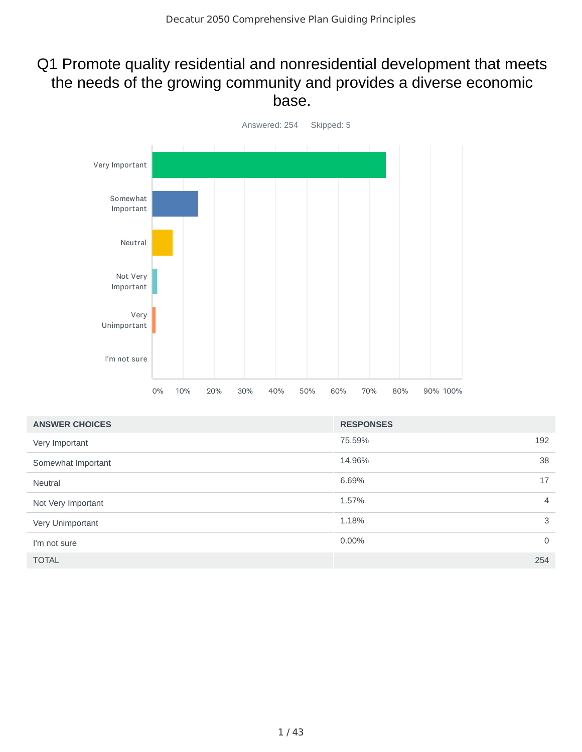# Q1 Promote quality residential and nonresidential development that meets the needs of the growing community and provides a diverse economic base.

Answered: 254 Skipped: 5

| ANSWER CHOICES | RESPONSES | |
|---|---|---|
| Very Important | 75.59% | 192 |
| Somewhat Important | 14.96% | 38 |
| Neutral | 6.69% | 17 |
| Not Very Important | 1.57% | 4 |
| Very Unimportant | 1.18% | 3 |
| I'm not sure | 0.00% | 0 |
| TOTAL | | 254 |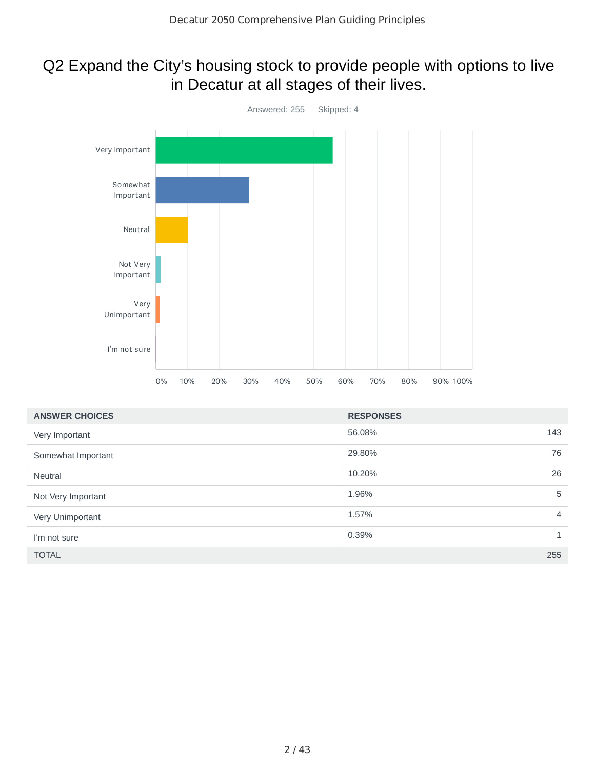# Q2 Expand the City's housing stock to provide people with options to live in Decatur at all stages of their lives.

Answered: 255 Skipped: 4

| ANSWER CHOICES | RESPONSES | |
|---|---|---|
| Very Important | 56.08% | 143 |
| Somewhat Important | 29.80% | 76 |
| Neutral | 10.20% | 26 |
| Not Very Important | 1.96% | 5 |
| Very Unimportant | 1.57% | 4 |
| I'm not sure | 0.39% | 1 |
| TOTAL | | 255 |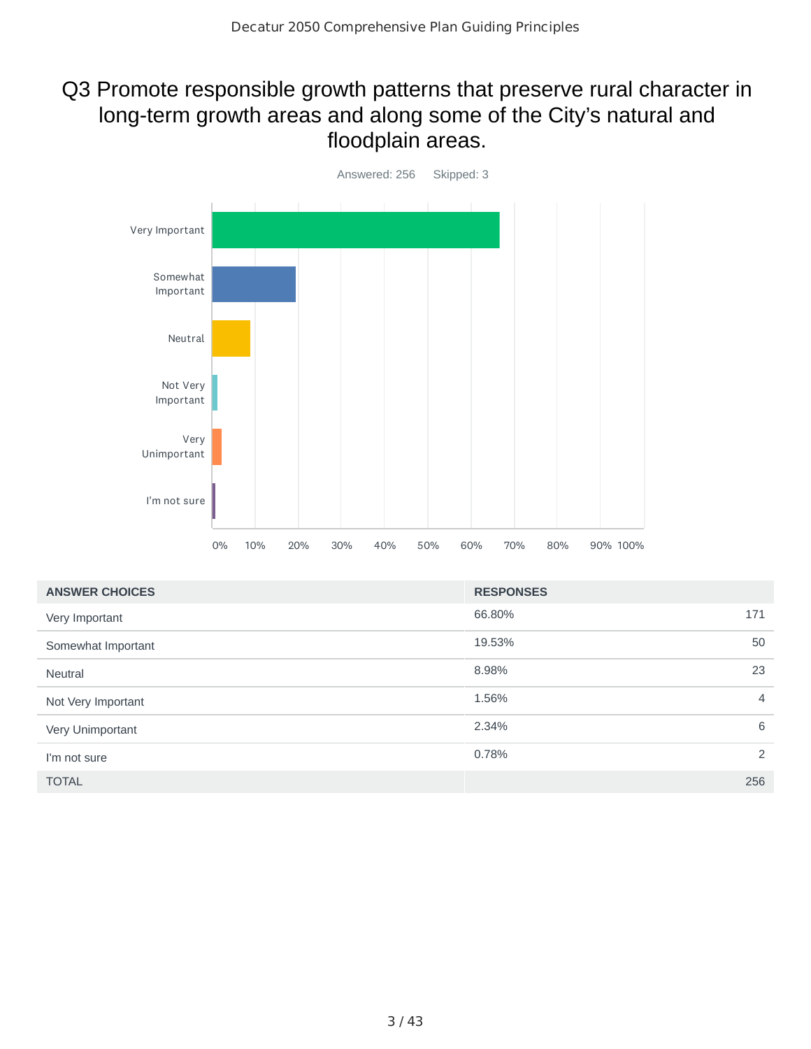# Q3 Promote responsible growth patterns that preserve rural character in long-term growth areas and along some of the City's natural and floodplain areas.

Answered: 256 Skipped: 3

| ANSWER CHOICES | RESPONSES | |
|---|---|---|
| Very Important | 66.80% | 171 |
| Somewhat Important | 19.53% | 50 |
| Neutral | 8.98% | 23 |
| Not Very Important | 1.56% | 4 |
| Very Unimportant | 2.34% | 6 |
| I'm not sure | 0.78% | 2 |
| TOTAL | | 256 |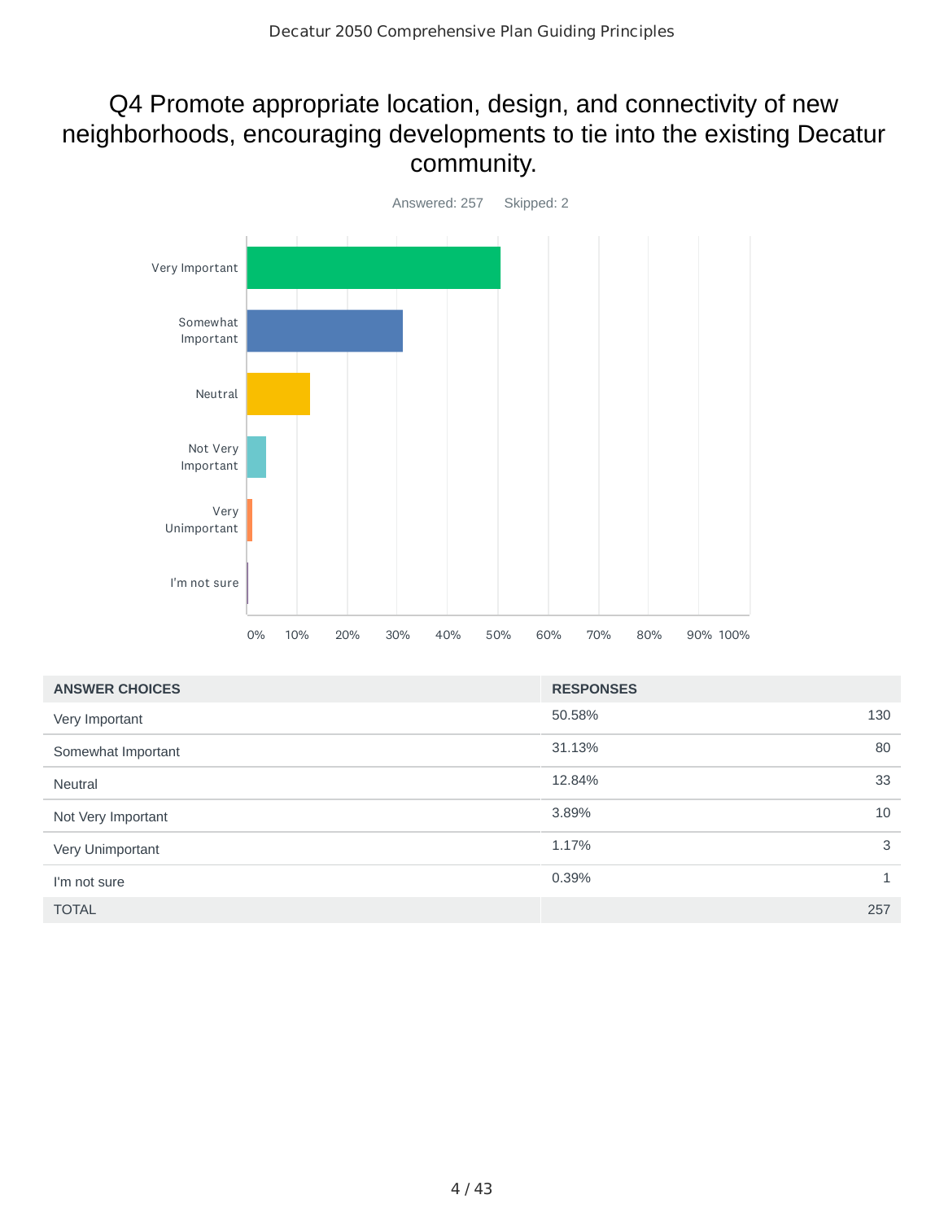# Q4 Promote appropriate location, design, and connectivity of new neighborhoods, encouraging developments to tie into the existing Decatur community.

Answered: 257 Skipped: 2

| ANSWER CHOICES | RESPONSES | |
|---|---|---|
| Very Important | 50.58% | 130 |
| Somewhat Important | 31.13% | 80 |
| Neutral | 12.84% | 33 |
| Not Very Important | 3.89% | 10 |
| Very Unimportant | 1.17% | 3 |
| I'm not sure | 0.39% | 1 |
| TOTAL | | 257 |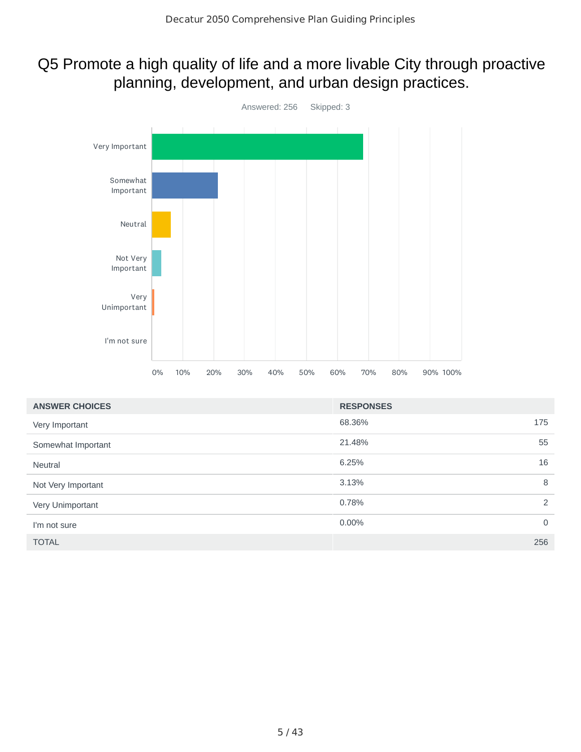# Q5 Promote a high quality of life and a more livable City through proactive planning, development, and urban design practices.

Answered: 256 Skipped: 3

| ANSWER CHOICES | RESPONSES | |
|---|---|---|
| Very Important | 68.36% | 175 |
| Somewhat Important | 21.48% | 55 |
| Neutral | 6.25% | 16 |
| Not Very Important | 3.13% | 8 |
| Very Unimportant | 0.78% | 2 |
| I'm not sure | 0.00% | 0 |
| TOTAL | | 256 |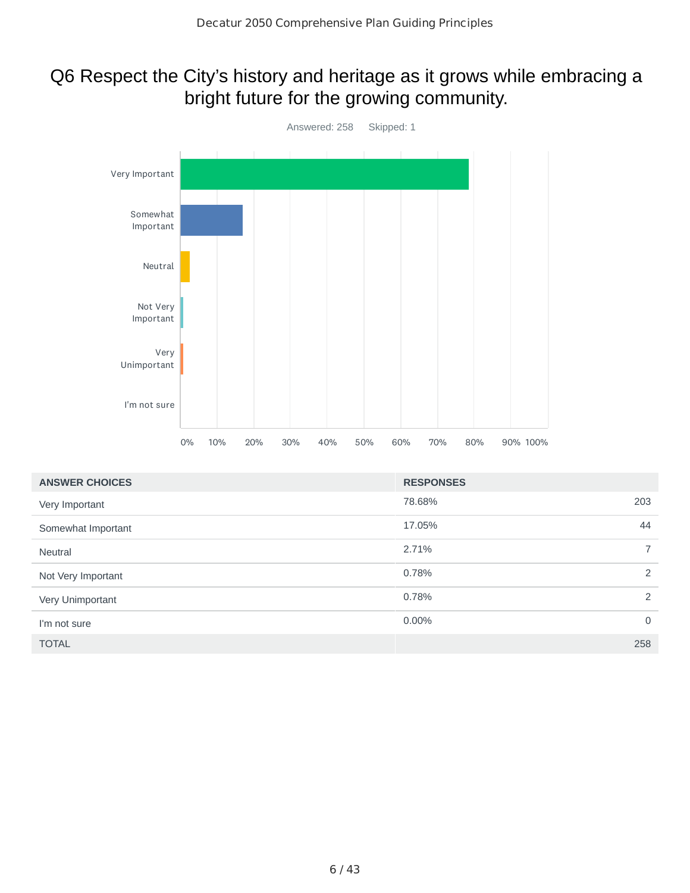# Q6 Respect the City's history and heritage as it grows while embracing a bright future for the growing community.

Answered: 258    Skipped: 1

| ANSWER CHOICES | RESPONSES | |
|---|---|---|
| Very Important | 78.68% | 203 |
| Somewhat Important | 17.05% | 44 |
| Neutral | 2.71% | 7 |
| Not Very Important | 0.78% | 2 |
| Very Unimportant | 0.78% | 2 |
| I'm not sure | 0.00% | 0 |
| TOTAL | | 258 |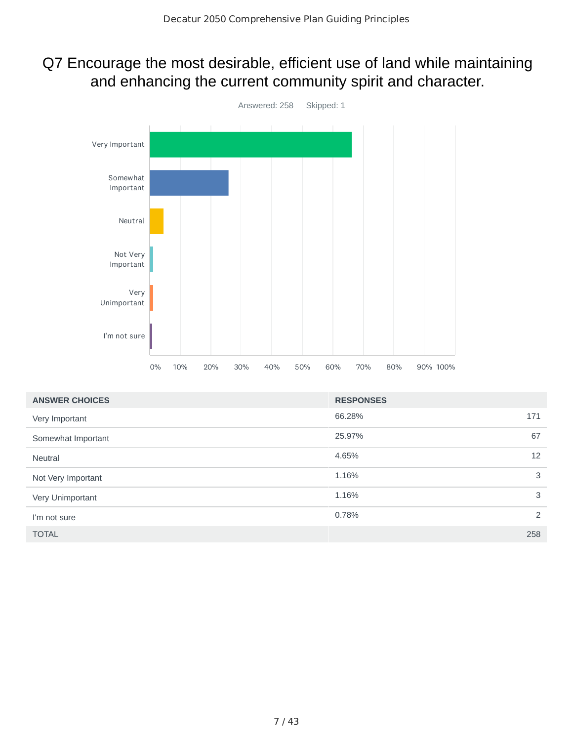# Q7 Encourage the most desirable, efficient use of land while maintaining and enhancing the current community spirit and character.

Answered: 258 Skipped: 1

| ANSWER CHOICES | RESPONSES | |
|---|---|---|
| Very Important | 66.28% | 171 |
| Somewhat Important | 25.97% | 67 |
| Neutral | 4.65% | 12 |
| Not Very Important | 1.16% | 3 |
| Very Unimportant | 1.16% | 3 |
| I'm not sure | 0.78% | 2 |
| TOTAL | | 258 |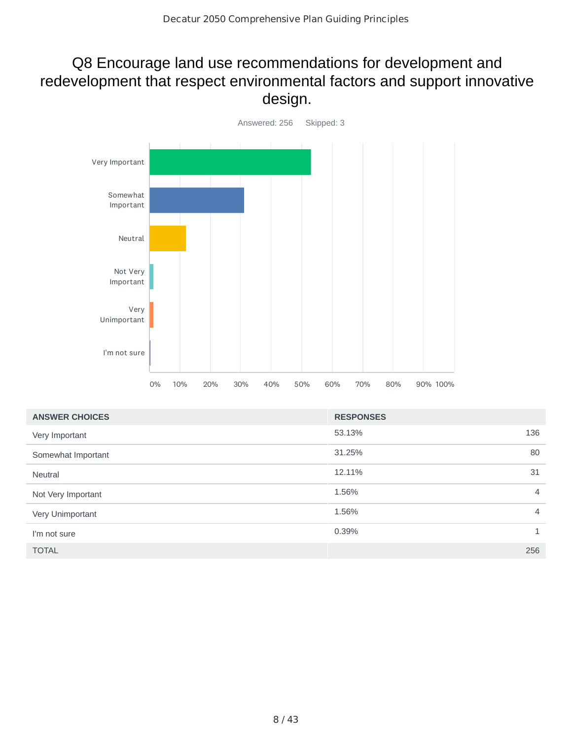# Q8 Encourage land use recommendations for development and redevelopment that respect environmental factors and support innovative design.

Answered: 256    Skipped: 3

| ANSWER CHOICES | RESPONSES | |
|---|---|---|
| Very Important | 53.13% | 136 |
| Somewhat Important | 31.25% | 80 |
| Neutral | 12.11% | 31 |
| Not Very Important | 1.56% | 4 |
| Very Unimportant | 1.56% | 4 |
| I'm not sure | 0.39% | 1 |
| TOTAL | | 256 |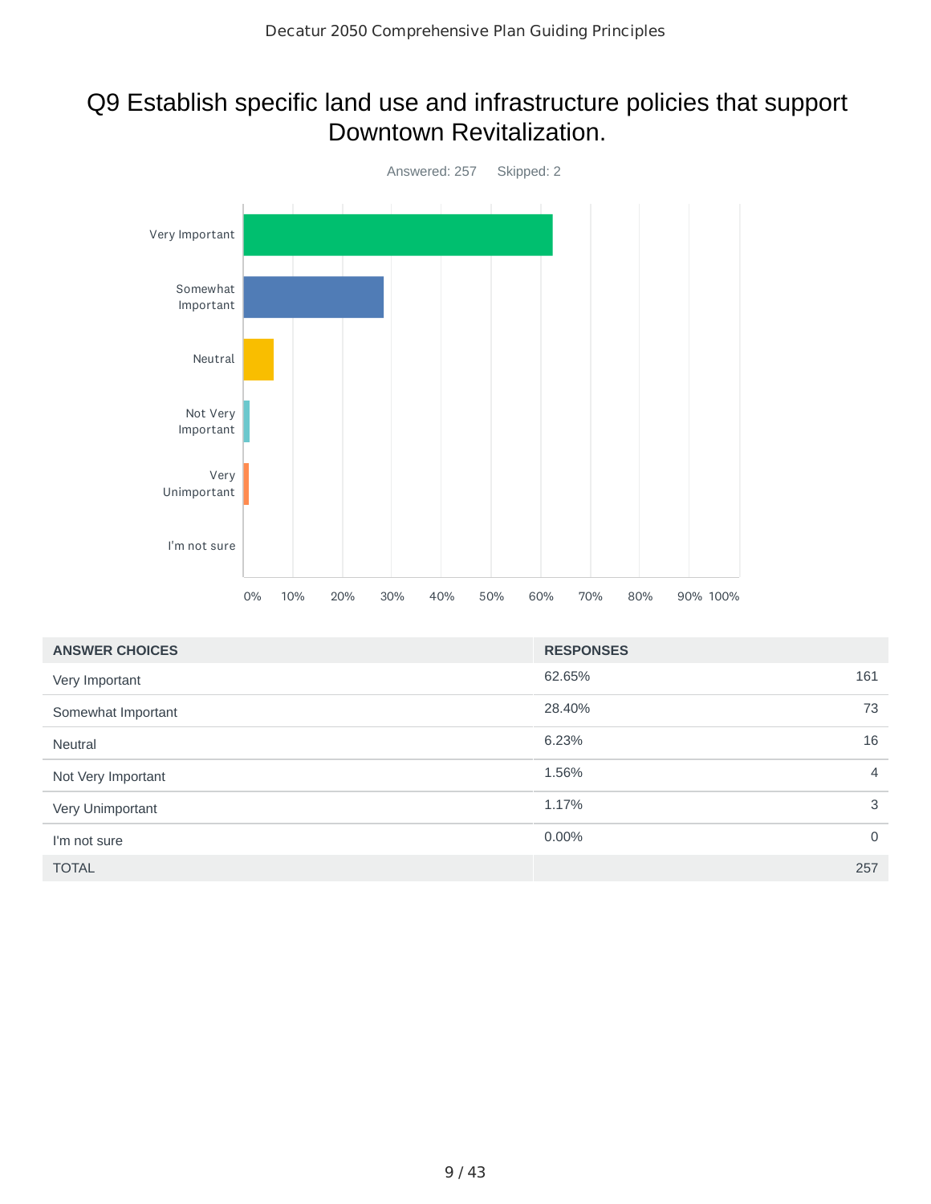# Q9 Establish specific land use and infrastructure policies that support Downtown Revitalization.

Answered: 257 Skipped: 2

| ANSWER CHOICES | RESPONSES | |
|---|---|---|
| Very Important | 62.65% | 161 |
| Somewhat Important | 28.40% | 73 |
| Neutral | 6.23% | 16 |
| Not Very Important | 1.56% | 4 |
| Very Unimportant | 1.17% | 3 |
| I'm not sure | 0.00% | 0 |
| TOTAL | | 257 |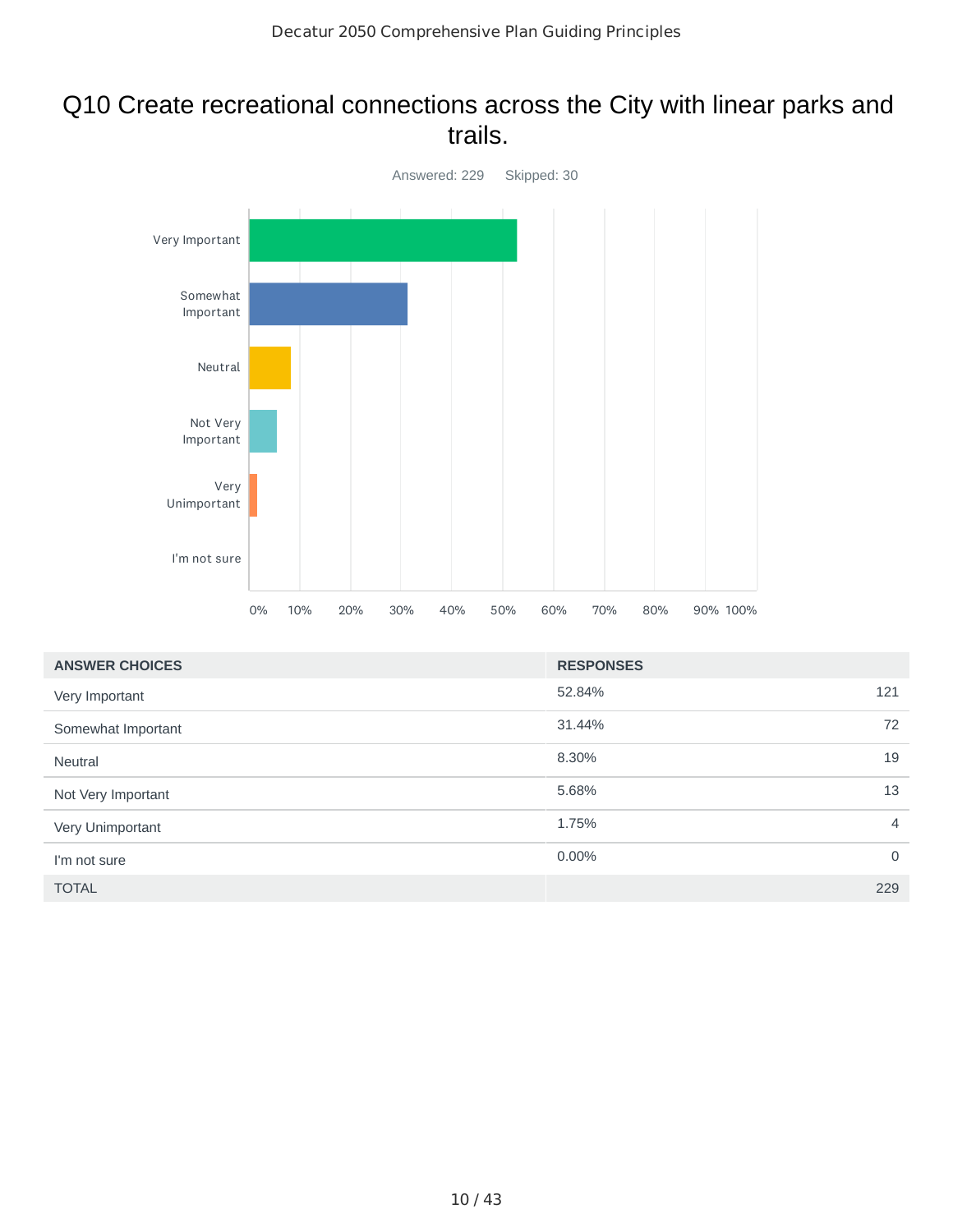# Q10 Create recreational connections across the City with linear parks and trails.

Answered: 229 Skipped: 30

| ANSWER CHOICES | RESPONSES | |
|---|---|---|
| Very Important | 52.84% | 121 |
| Somewhat Important | 31.44% | 72 |
| Neutral | 8.30% | 19 |
| Not Very Important | 5.68% | 13 |
| Very Unimportant | 1.75% | 4 |
| I'm not sure | 0.00% | 0 |
| TOTAL | | 229 |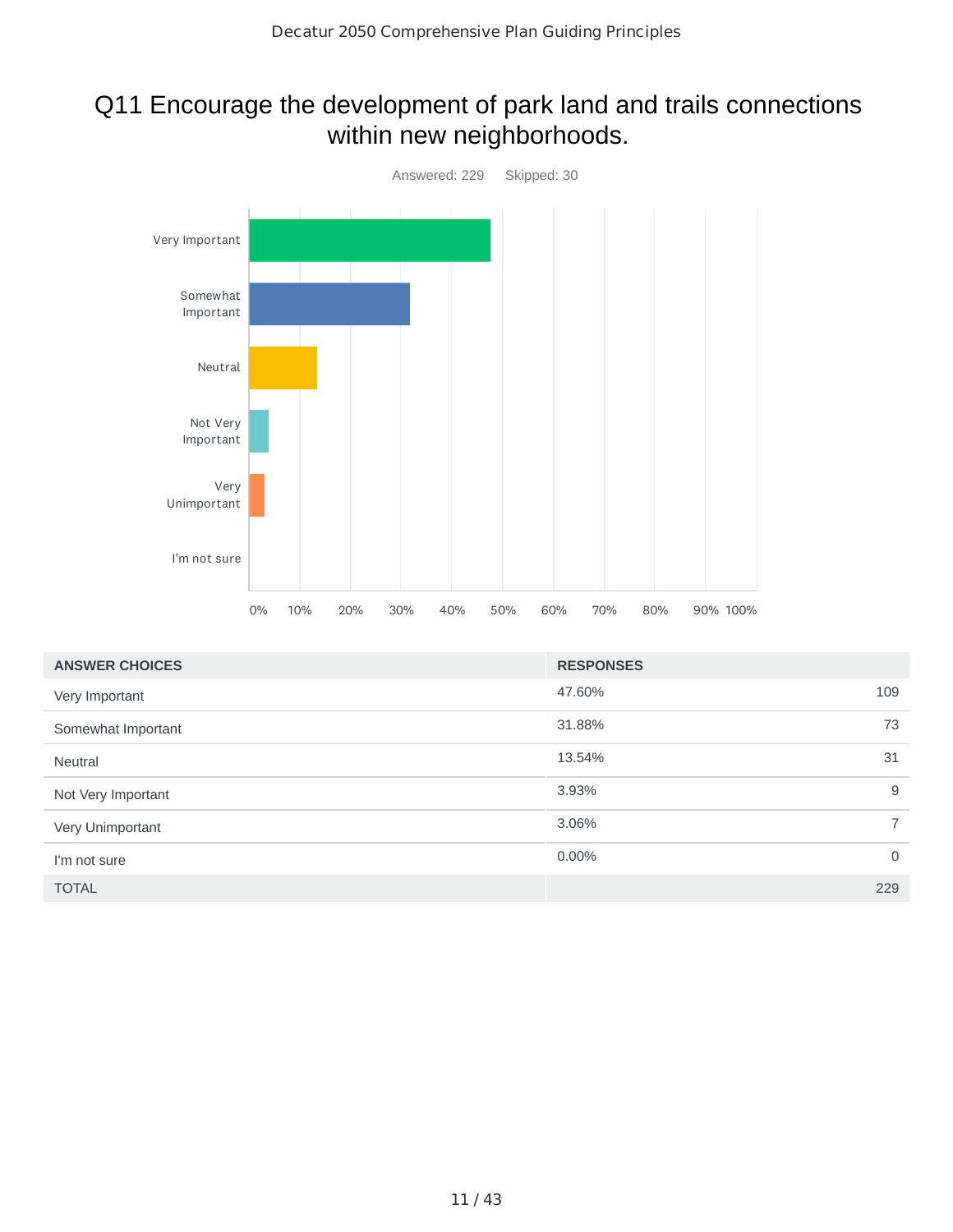# Q11 Encourage the development of park land and trails connections within new neighborhoods.

Answered: 229    Skipped: 30

| ANSWER CHOICES | RESPONSES | |
|---|---|---|
| Very Important | 47.60% | 109 |
| Somewhat Important | 31.88% | 73 |
| Neutral | 13.54% | 31 |
| Not Very Important | 3.93% | 9 |
| Very Unimportant | 3.06% | 7 |
| I'm not sure | 0.00% | 0 |
| TOTAL | | 229 |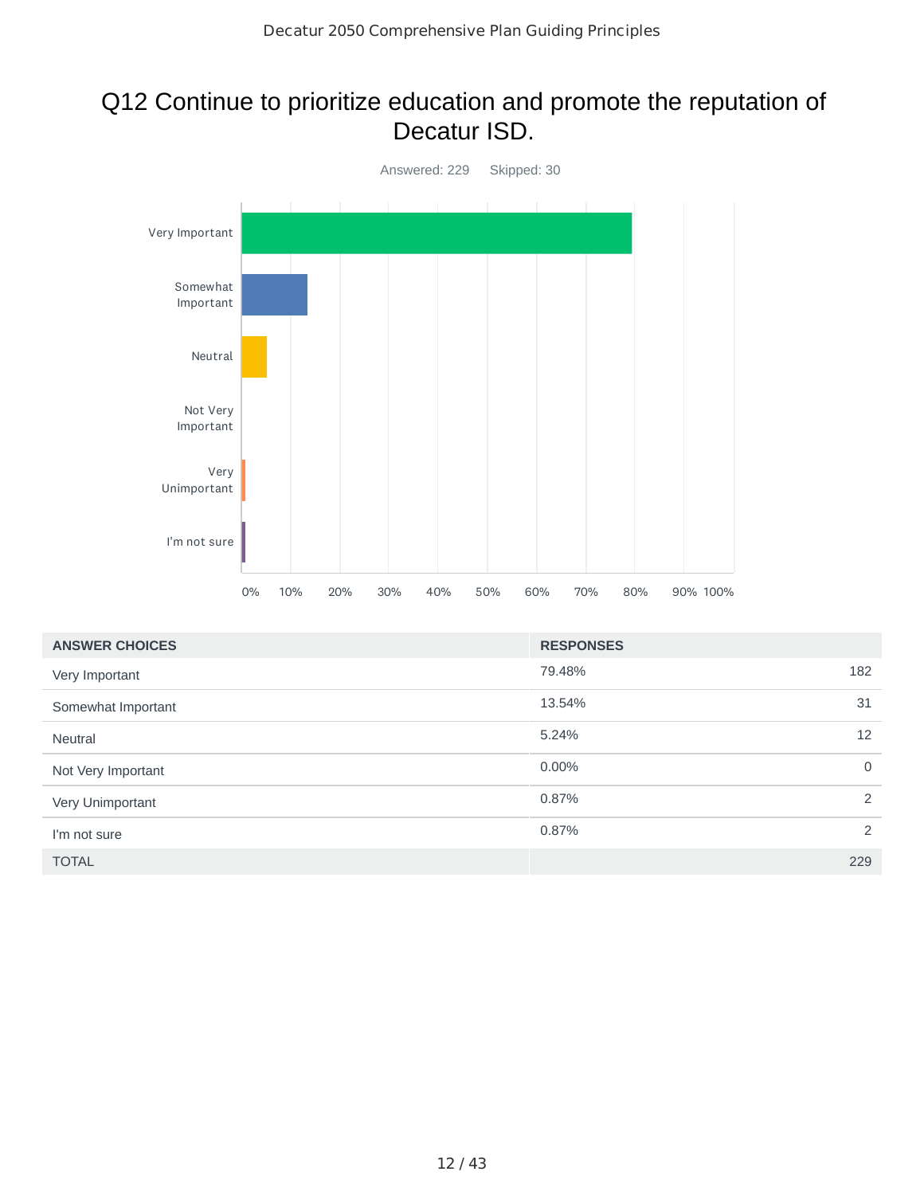# Q12 Continue to prioritize education and promote the reputation of Decatur ISD.

Answered: 229    Skipped: 30

| ANSWER CHOICES | RESPONSES | |
|---|---|---|
| Very Important | 79.48% | 182 |
| Somewhat Important | 13.54% | 31 |
| Neutral | 5.24% | 12 |
| Not Very Important | 0.00% | 0 |
| Very Unimportant | 0.87% | 2 |
| I'm not sure | 0.87% | 2 |
| TOTAL | | 229 |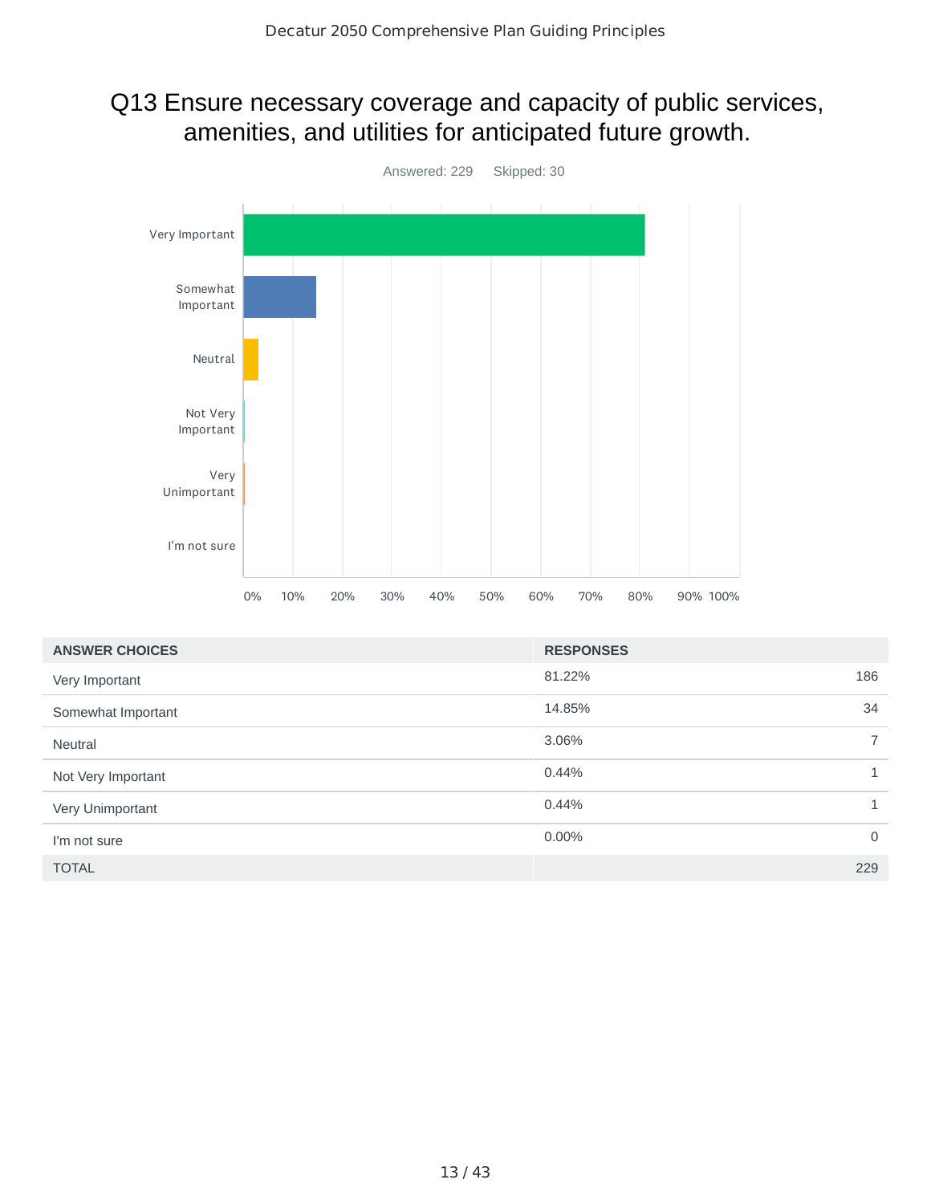# Q13 Ensure necessary coverage and capacity of public services, amenities, and utilities for anticipated future growth.

Answered: 229 Skipped: 30

| ANSWER CHOICES | RESPONSES | |
|---|---|---|
| Very Important | 81.22% | 186 |
| Somewhat Important | 14.85% | 34 |
| Neutral | 3.06% | 7 |
| Not Very Important | 0.44% | 1 |
| Very Unimportant | 0.44% | 1 |
| I'm not sure | 0.00% | 0 |
| TOTAL | | 229 |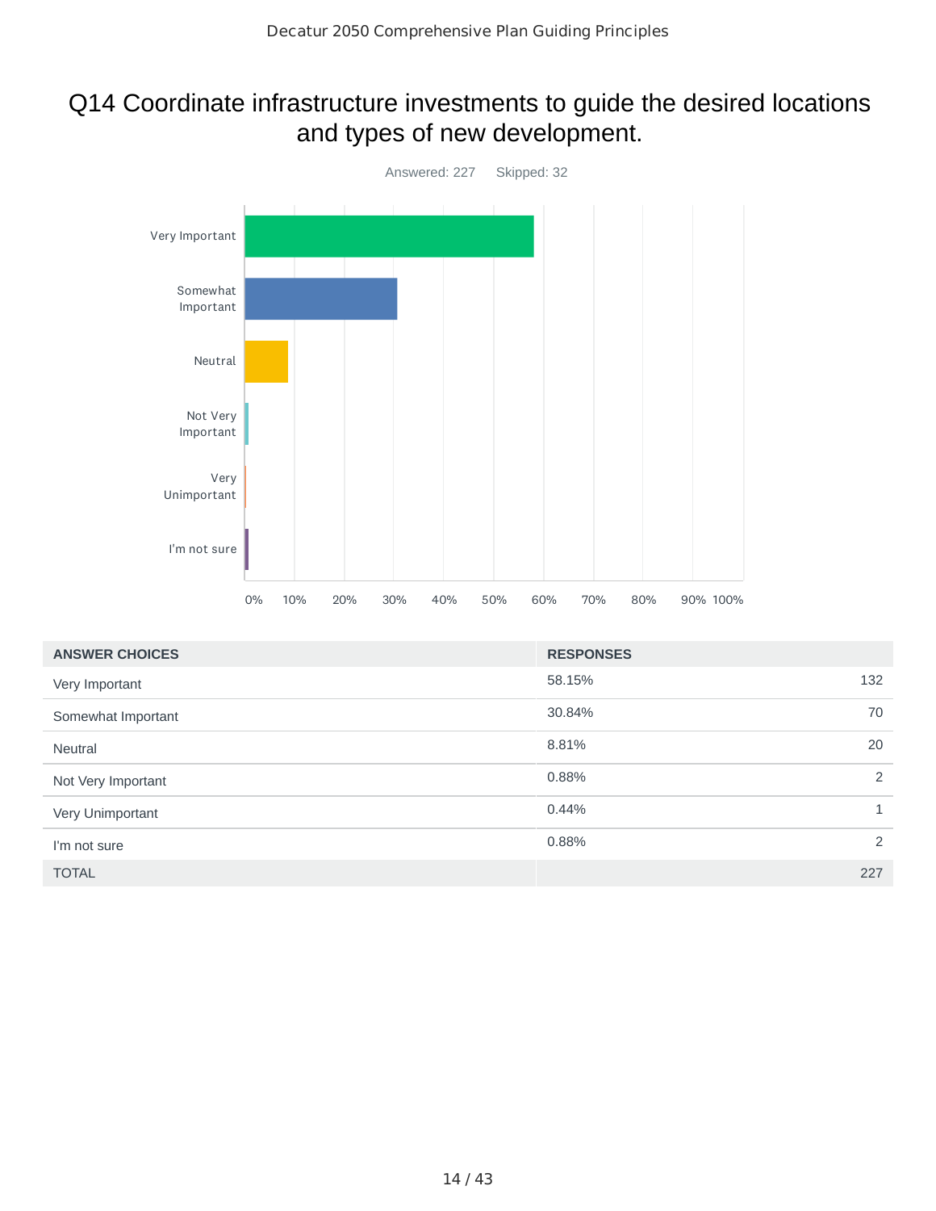# Q14 Coordinate infrastructure investments to guide the desired locations and types of new development.

Answered: 227    Skipped: 32

| ANSWER CHOICES | RESPONSES | |
|---|---|---|
| Very Important | 58.15% | 132 |
| Somewhat Important | 30.84% | 70 |
| Neutral | 8.81% | 20 |
| Not Very Important | 0.88% | 2 |
| Very Unimportant | 0.44% | 1 |
| I'm not sure | 0.88% | 2 |
| TOTAL | | 227 |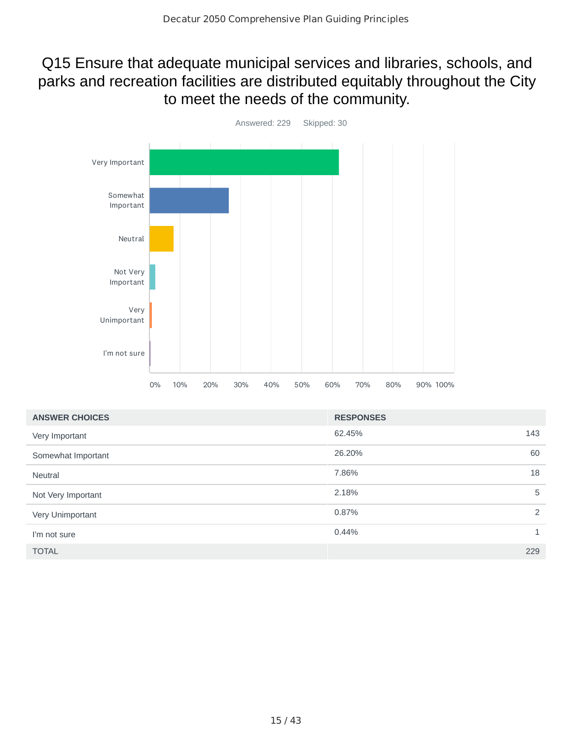# Q15 Ensure that adequate municipal services and libraries, schools, and parks and recreation facilities are distributed equitably throughout the City to meet the needs of the community.

Answered: 229 Skipped: 30

| ANSWER CHOICES | RESPONSES | |
|---|---|---|
| Very Important | 62.45% | 143 |
| Somewhat Important | 26.20% | 60 |
| Neutral | 7.86% | 18 |
| Not Very Important | 2.18% | 5 |
| Very Unimportant | 0.87% | 2 |
| I'm not sure | 0.44% | 1 |
| TOTAL | | 229 |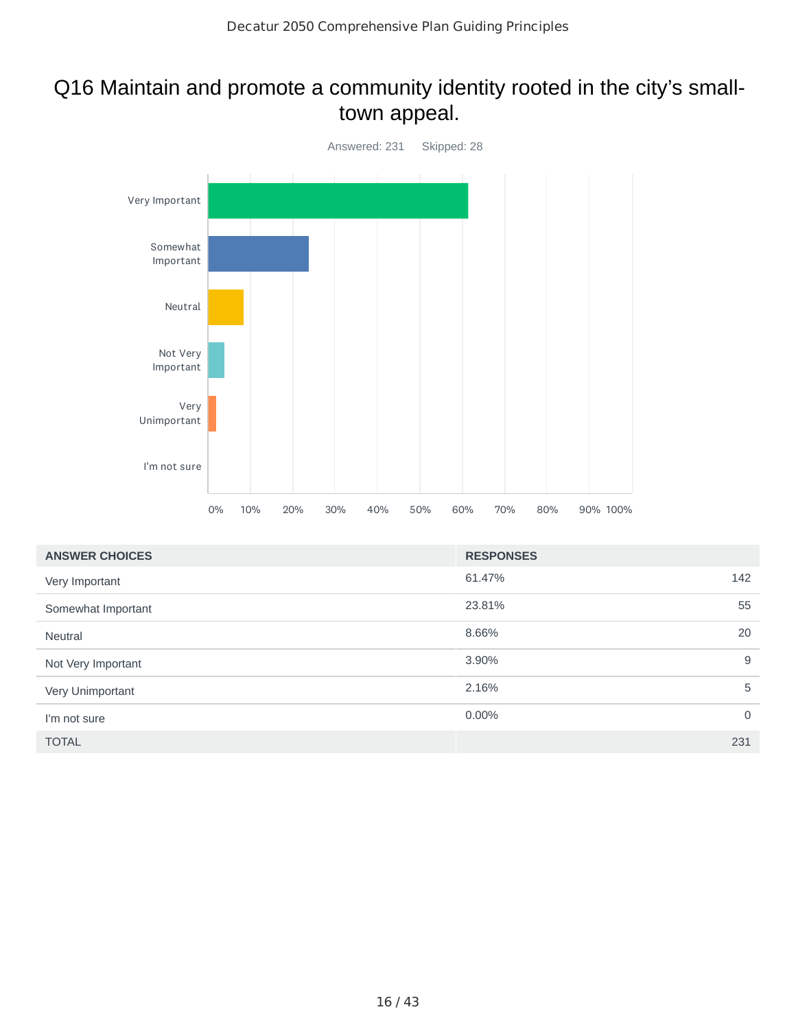# Q16 Maintain and promote a community identity rooted in the city's small-town appeal.

Answered: 231 Skipped: 28

| ANSWER CHOICES | RESPONSES | |
|---|---|---|
| Very Important | 61.47% | 142 |
| Somewhat Important | 23.81% | 55 |
| Neutral | 8.66% | 20 |
| Not Very Important | 3.90% | 9 |
| Very Unimportant | 2.16% | 5 |
| I'm not sure | 0.00% | 0 |
| TOTAL | | 231 |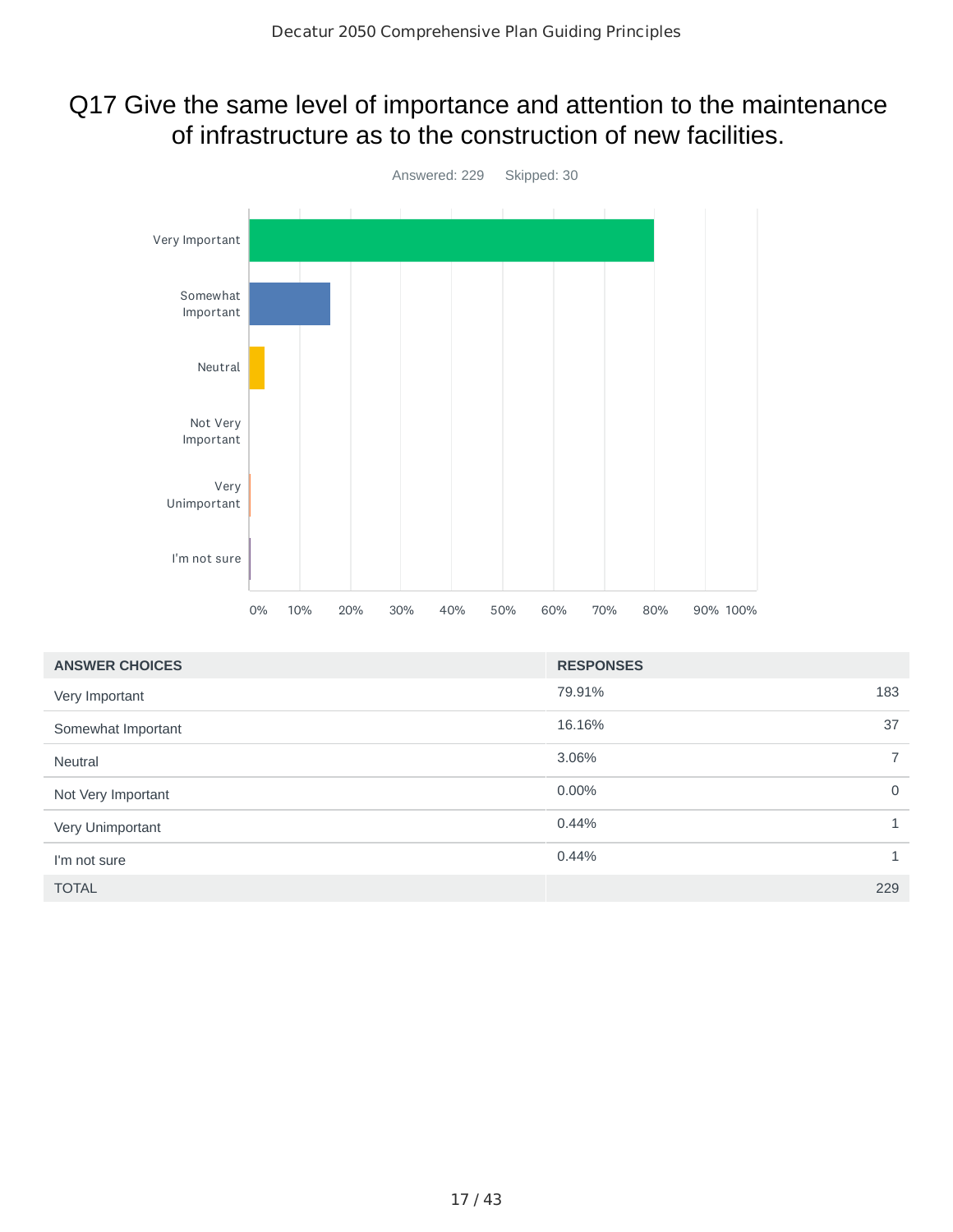# Q17 Give the same level of importance and attention to the maintenance of infrastructure as to the construction of new facilities.

Answered: 229 Skipped: 30

| ANSWER CHOICES | RESPONSES | |
|---|---|---|
| Very Important | 79.91% | 183 |
| Somewhat Important | 16.16% | 37 |
| Neutral | 3.06% | 7 |
| Not Very Important | 0.00% | 0 |
| Very Unimportant | 0.44% | 1 |
| I'm not sure | 0.44% | 1 |
| TOTAL | | 229 |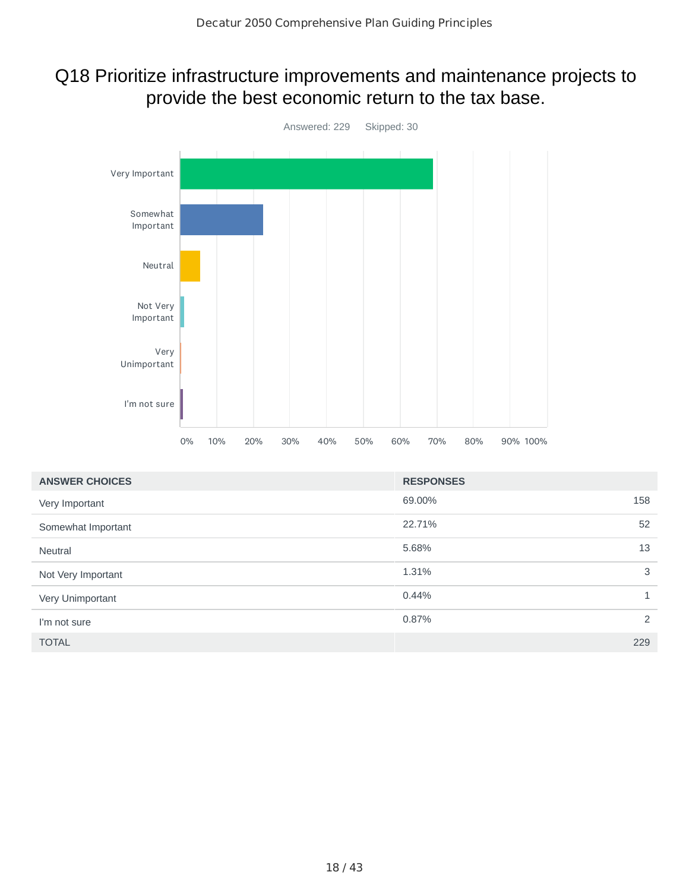# Q18 Prioritize infrastructure improvements and maintenance projects to provide the best economic return to the tax base.

Answered: 229 Skipped: 30

| ANSWER CHOICES | RESPONSES | |
|---|---|---|
| Very Important | 69.00% | 158 |
| Somewhat Important | 22.71% | 52 |
| Neutral | 5.68% | 13 |
| Not Very Important | 1.31% | 3 |
| Very Unimportant | 0.44% | 1 |
| I'm not sure | 0.87% | 2 |
| TOTAL | | 229 |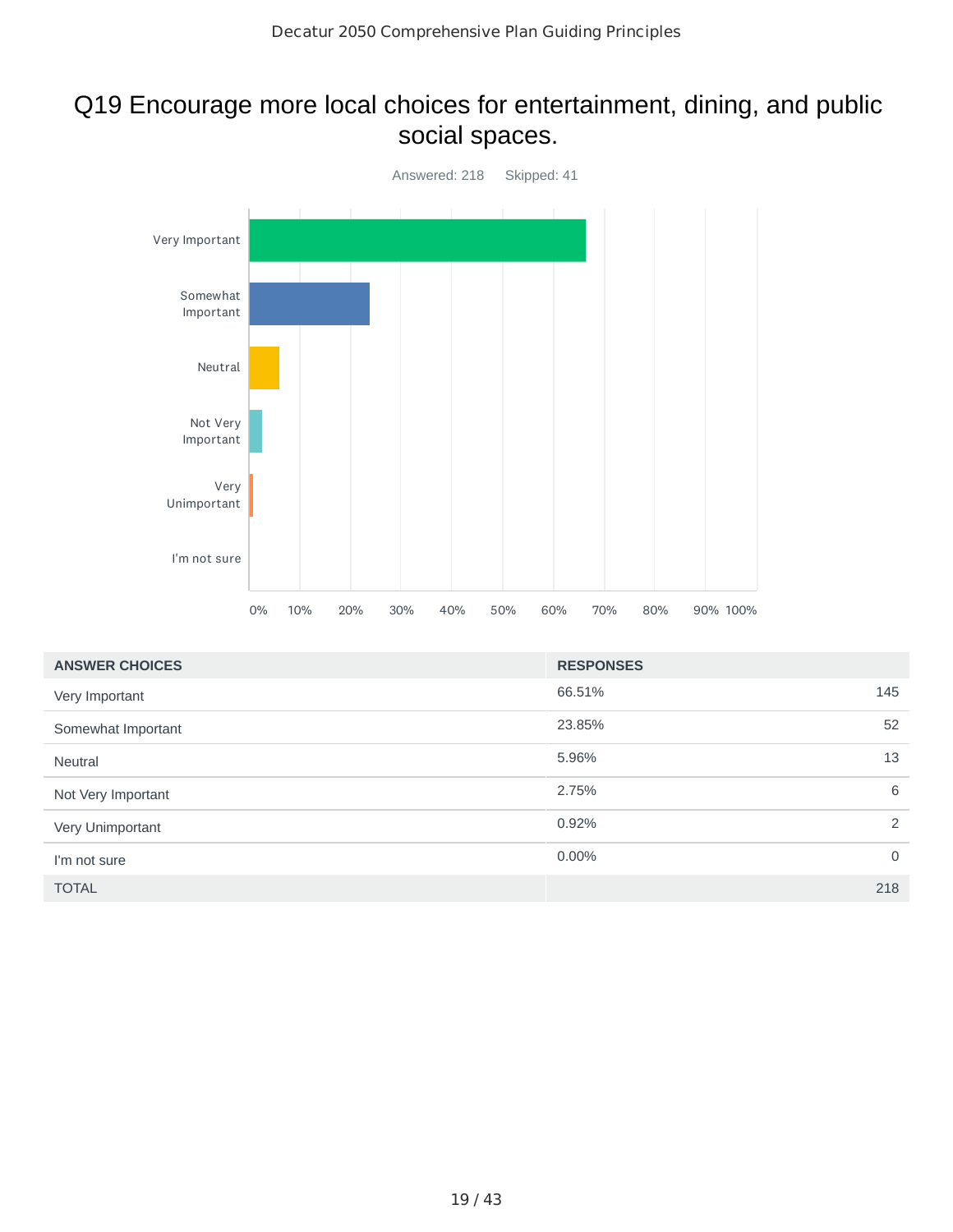# Q19 Encourage more local choices for entertainment, dining, and public social spaces.

Answered: 218    Skipped: 41

| ANSWER CHOICES | RESPONSES | |
| --- | --- | --- |
| Very Important | 66.51% | 145 |
| Somewhat Important | 23.85% | 52 |
| Neutral | 5.96% | 13 |
| Not Very Important | 2.75% | 6 |
| Very Unimportant | 0.92% | 2 |
| I'm not sure | 0.00% | 0 |
| TOTAL | | 218 |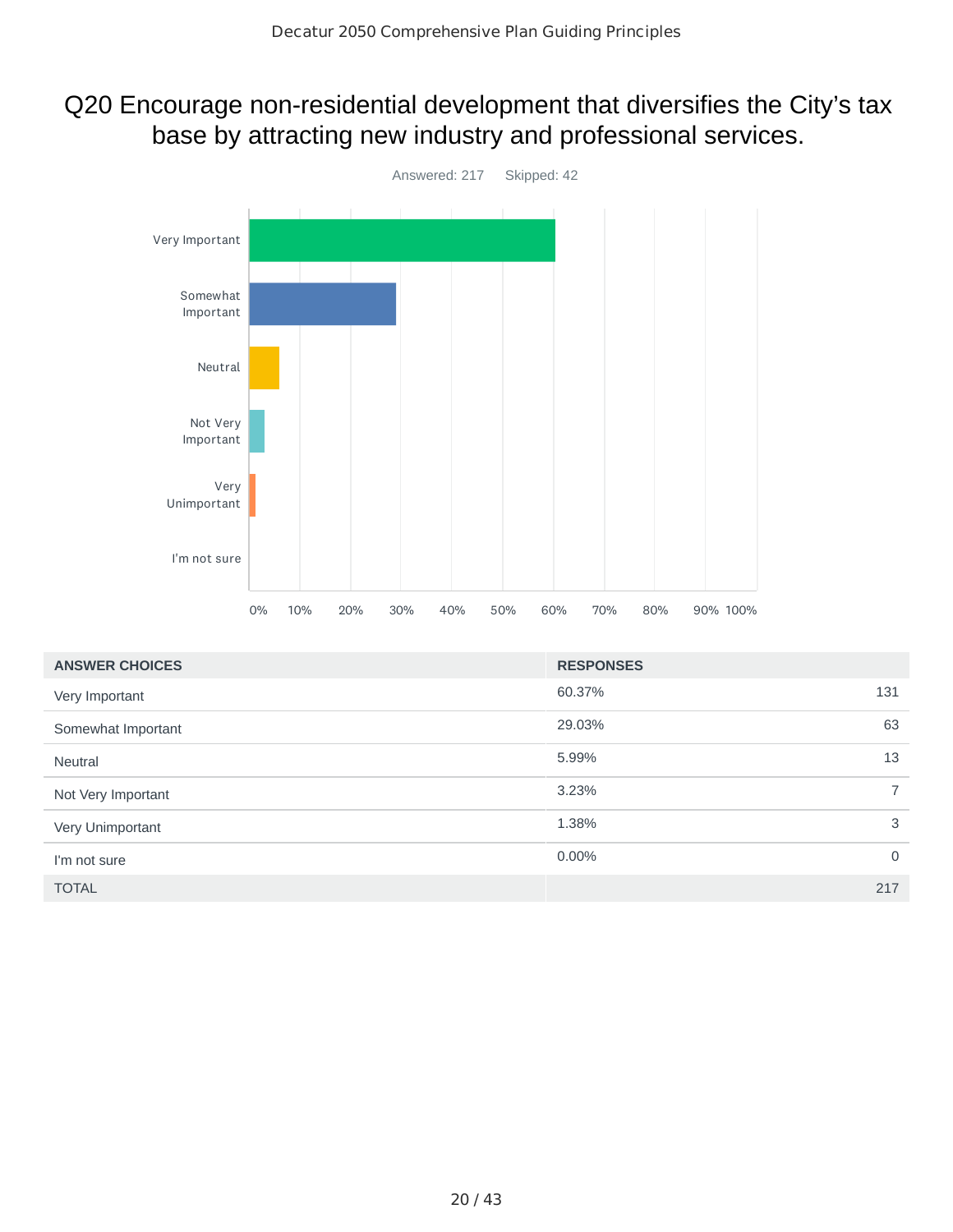# Q20 Encourage non-residential development that diversifies the City's tax base by attracting new industry and professional services.

Answered: 217 Skipped: 42

| ANSWER CHOICES | RESPONSES | |
|---|---|---|
| Very Important | 60.37% | 131 |
| Somewhat Important | 29.03% | 63 |
| Neutral | 5.99% | 13 |
| Not Very Important | 3.23% | 7 |
| Very Unimportant | 1.38% | 3 |
| I'm not sure | 0.00% | 0 |
| TOTAL | | 217 |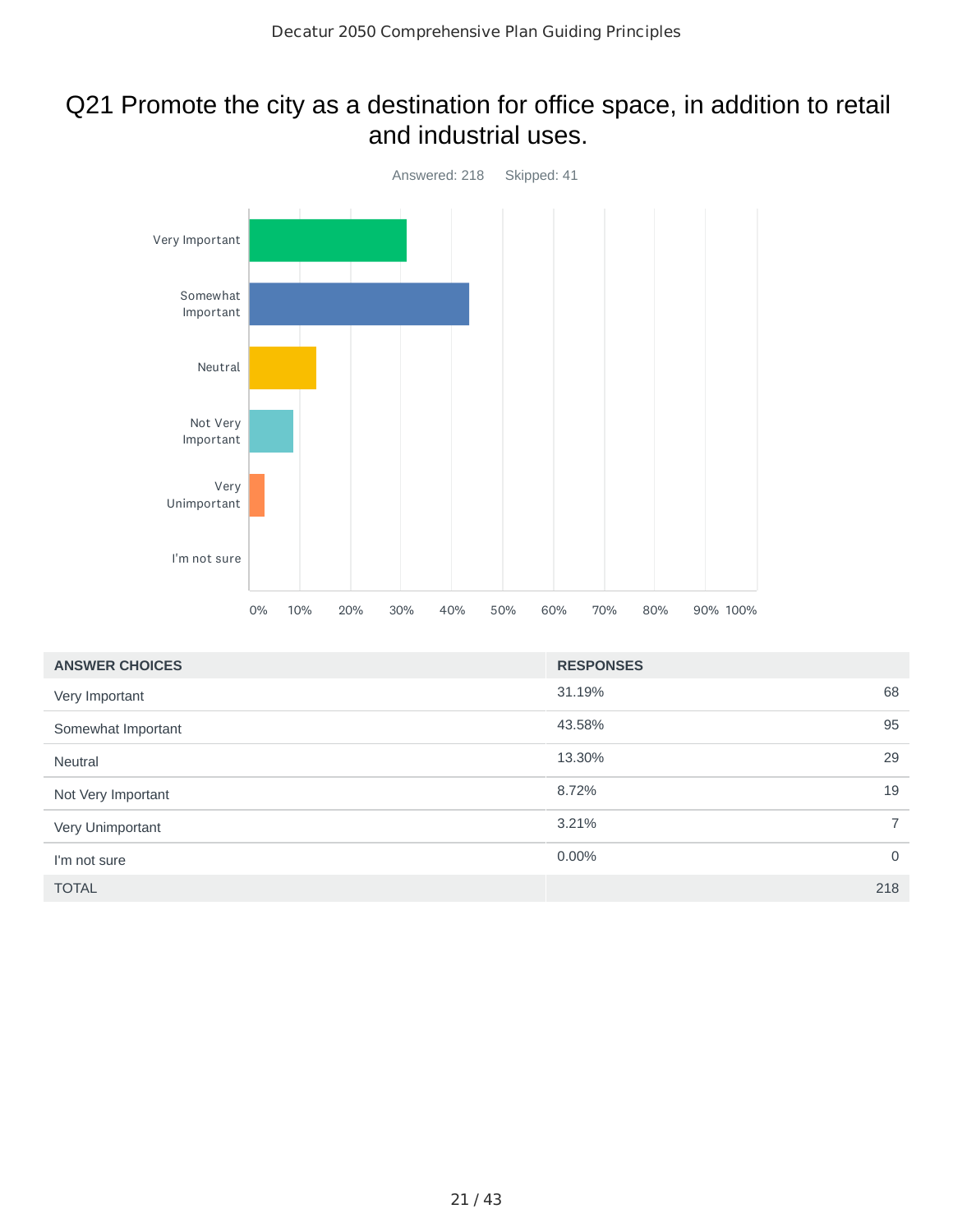# Q21 Promote the city as a destination for office space, in addition to retail and industrial uses.

Answered: 218 Skipped: 41

| ANSWER CHOICES | RESPONSES | |
|---|---|---|
| Very Important | 31.19% | 68 |
| Somewhat Important | 43.58% | 95 |
| Neutral | 13.30% | 29 |
| Not Very Important | 8.72% | 19 |
| Very Unimportant | 3.21% | 7 |
| I'm not sure | 0.00% | 0 |
| TOTAL | | 218 |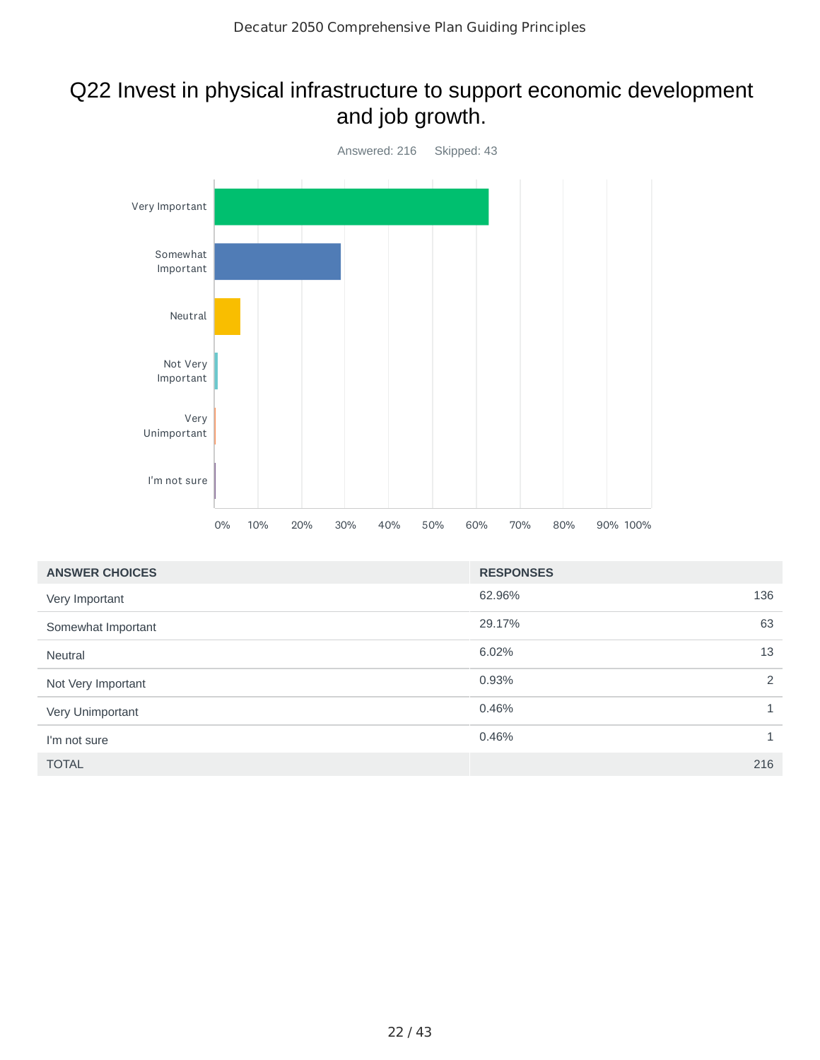# Q22 Invest in physical infrastructure to support economic development and job growth.

Answered: 216 Skipped: 43

| ANSWER CHOICES | RESPONSES | |
|---|---|---|
| Very Important | 62.96% | 136 |
| Somewhat Important | 29.17% | 63 |
| Neutral | 6.02% | 13 |
| Not Very Important | 0.93% | 2 |
| Very Unimportant | 0.46% | 1 |
| I'm not sure | 0.46% | 1 |
| TOTAL | | 216 |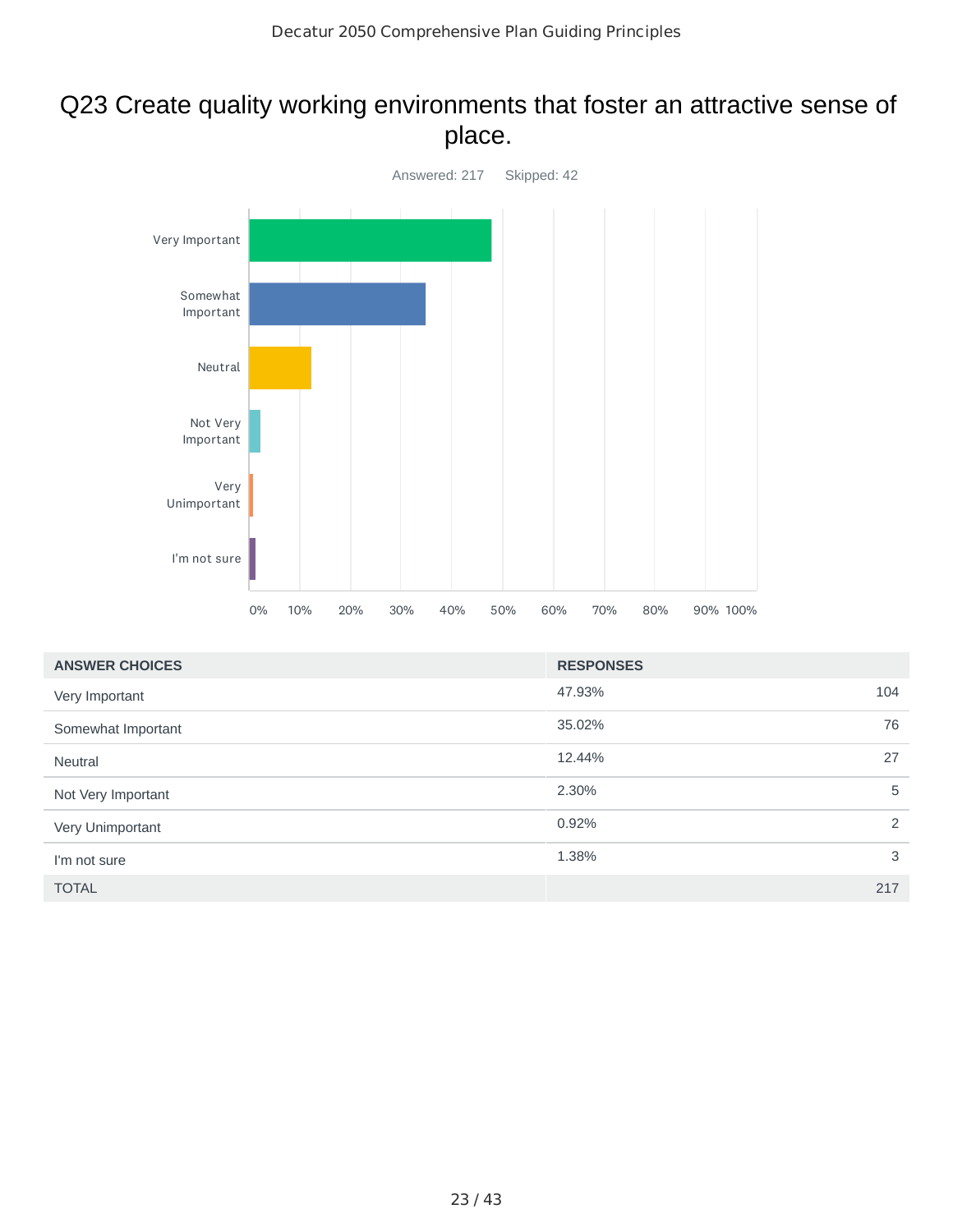# Q23 Create quality working environments that foster an attractive sense of place.

Answered: 217 Skipped: 42

| ANSWER CHOICES | RESPONSES | |
|---|---|---|
| Very Important | 47.93% | 104 |
| Somewhat Important | 35.02% | 76 |
| Neutral | 12.44% | 27 |
| Not Very Important | 2.30% | 5 |
| Very Unimportant | 0.92% | 2 |
| I'm not sure | 1.38% | 3 |
| TOTAL | | 217 |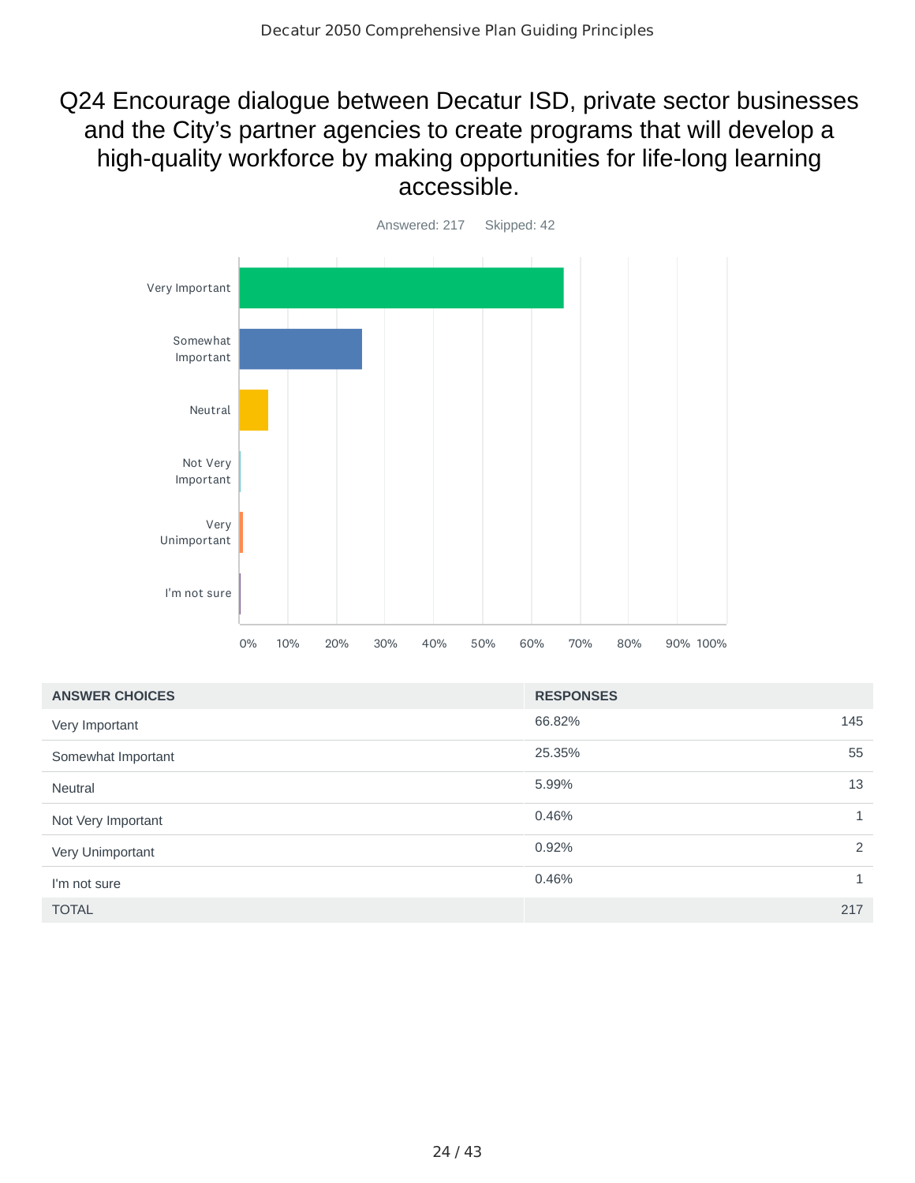# Q24 Encourage dialogue between Decatur ISD, private sector businesses and the City's partner agencies to create programs that will develop a high-quality workforce by making opportunities for life-long learning accessible.

Answered: 217 Skipped: 42

| ANSWER CHOICES | RESPONSES | |
|---|---|---|
| Very Important | 66.82% | 145 |
| Somewhat Important | 25.35% | 55 |
| Neutral | 5.99% | 13 |
| Not Very Important | 0.46% | 1 |
| Very Unimportant | 0.92% | 2 |
| I'm not sure | 0.46% | 1 |
| TOTAL | | 217 |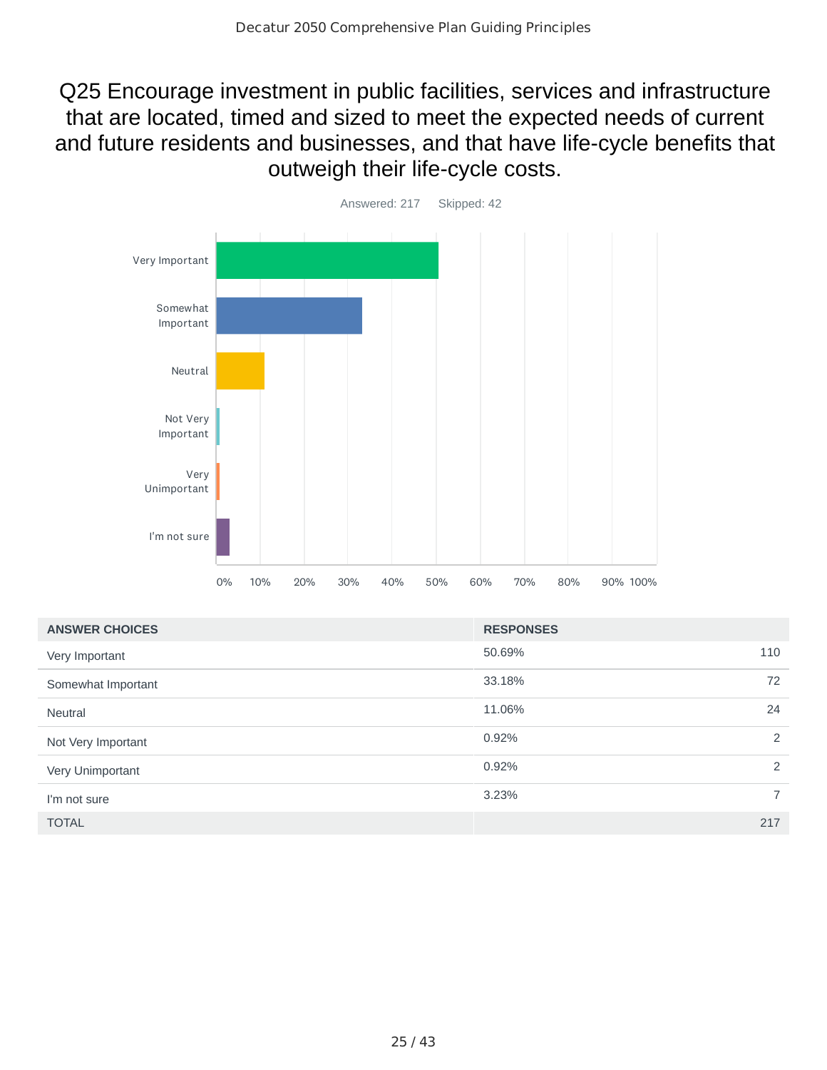# Q25 Encourage investment in public facilities, services and infrastructure that are located, timed and sized to meet the expected needs of current and future residents and businesses, and that have life-cycle benefits that outweigh their life-cycle costs.

Answered: 217 Skipped: 42

| ANSWER CHOICES | RESPONSES | |
|---|---|---|
| Very Important | 50.69% | 110 |
| Somewhat Important | 33.18% | 72 |
| Neutral | 11.06% | 24 |
| Not Very Important | 0.92% | 2 |
| Very Unimportant | 0.92% | 2 |
| I'm not sure | 3.23% | 7 |
| TOTAL | | 217 |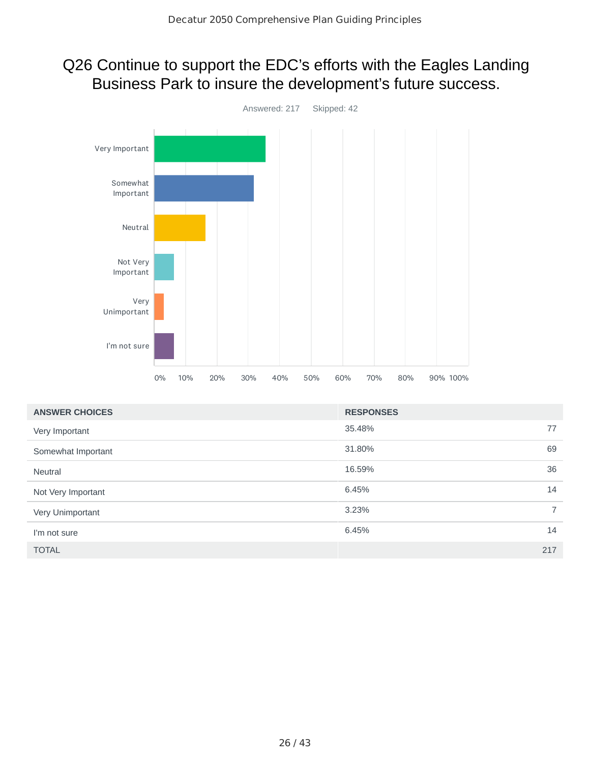# Q26 Continue to support the EDC's efforts with the Eagles Landing Business Park to insure the development's future success.

Answered: 217 Skipped: 42

| ANSWER CHOICES | RESPONSES | |
|---|---|---|
| Very Important | 35.48% | 77 |
| Somewhat Important | 31.80% | 69 |
| Neutral | 16.59% | 36 |
| Not Very Important | 6.45% | 14 |
| Very Unimportant | 3.23% | 7 |
| I'm not sure | 6.45% | 14 |
| TOTAL | | 217 |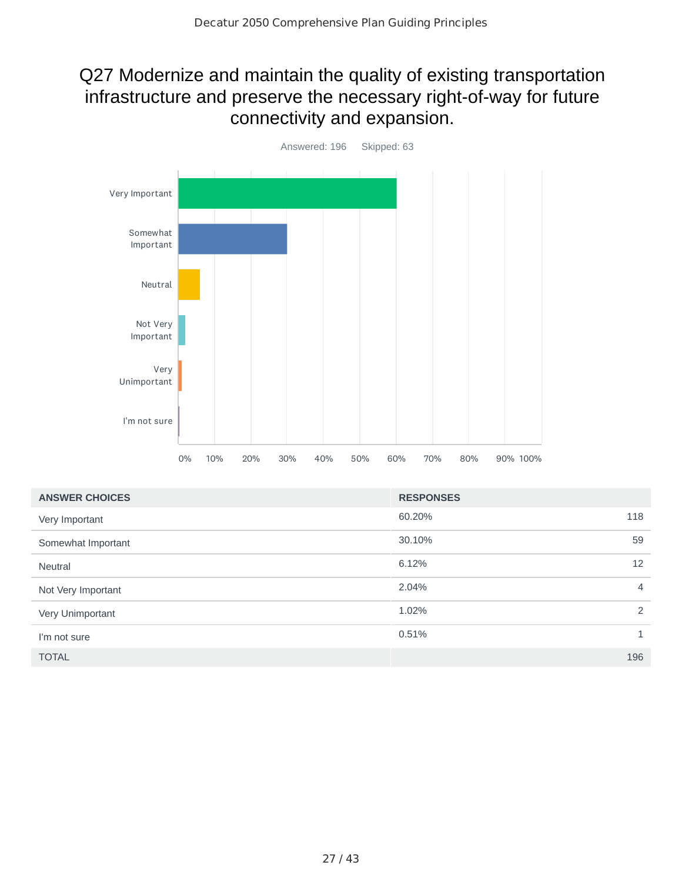## Q27 Modernize and maintain the quality of existing transportation infrastructure and preserve the necessary right-of-way for future connectivity and expansion.

Answered: 196    Skipped: 63

| ANSWER CHOICES | RESPONSES | |
|---|---|---|
| Very Important | 60.20% | 118 |
| Somewhat Important | 30.10% | 59 |
| Neutral | 6.12% | 12 |
| Not Very Important | 2.04% | 4 |
| Very Unimportant | 1.02% | 2 |
| I'm not sure | 0.51% | 1 |
| TOTAL | | 196 |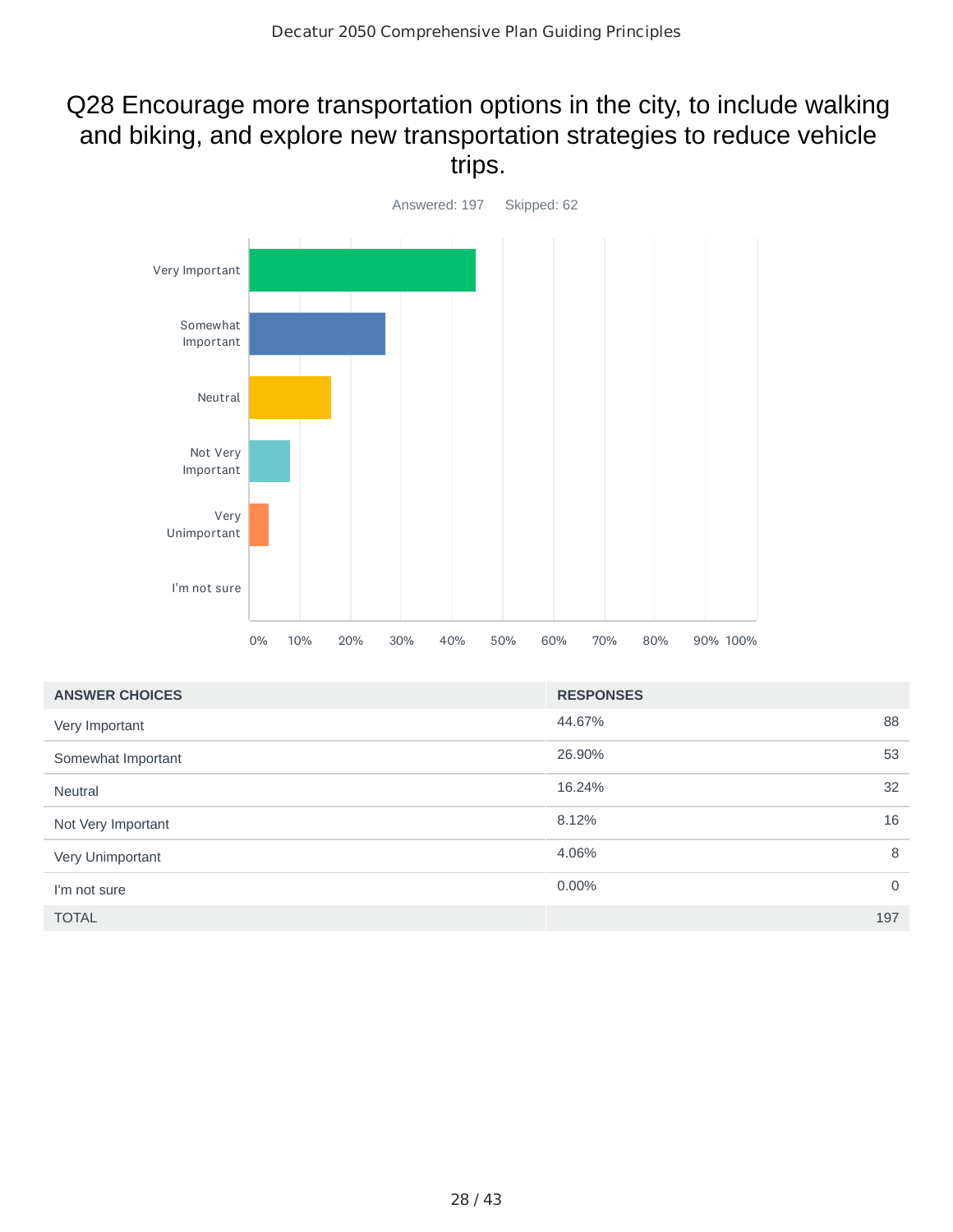## Q28 Encourage more transportation options in the city, to include walking and biking, and explore new transportation strategies to reduce vehicle trips.

Answered: 197 Skipped: 62

| ANSWER CHOICES | RESPONSES | |
|---|---|---|
| Very Important | 44.67% | 88 |
| Somewhat Important | 26.90% | 53 |
| Neutral | 16.24% | 32 |
| Not Very Important | 8.12% | 16 |
| Very Unimportant | 4.06% | 8 |
| I'm not sure | 0.00% | 0 |
| TOTAL | | 197 |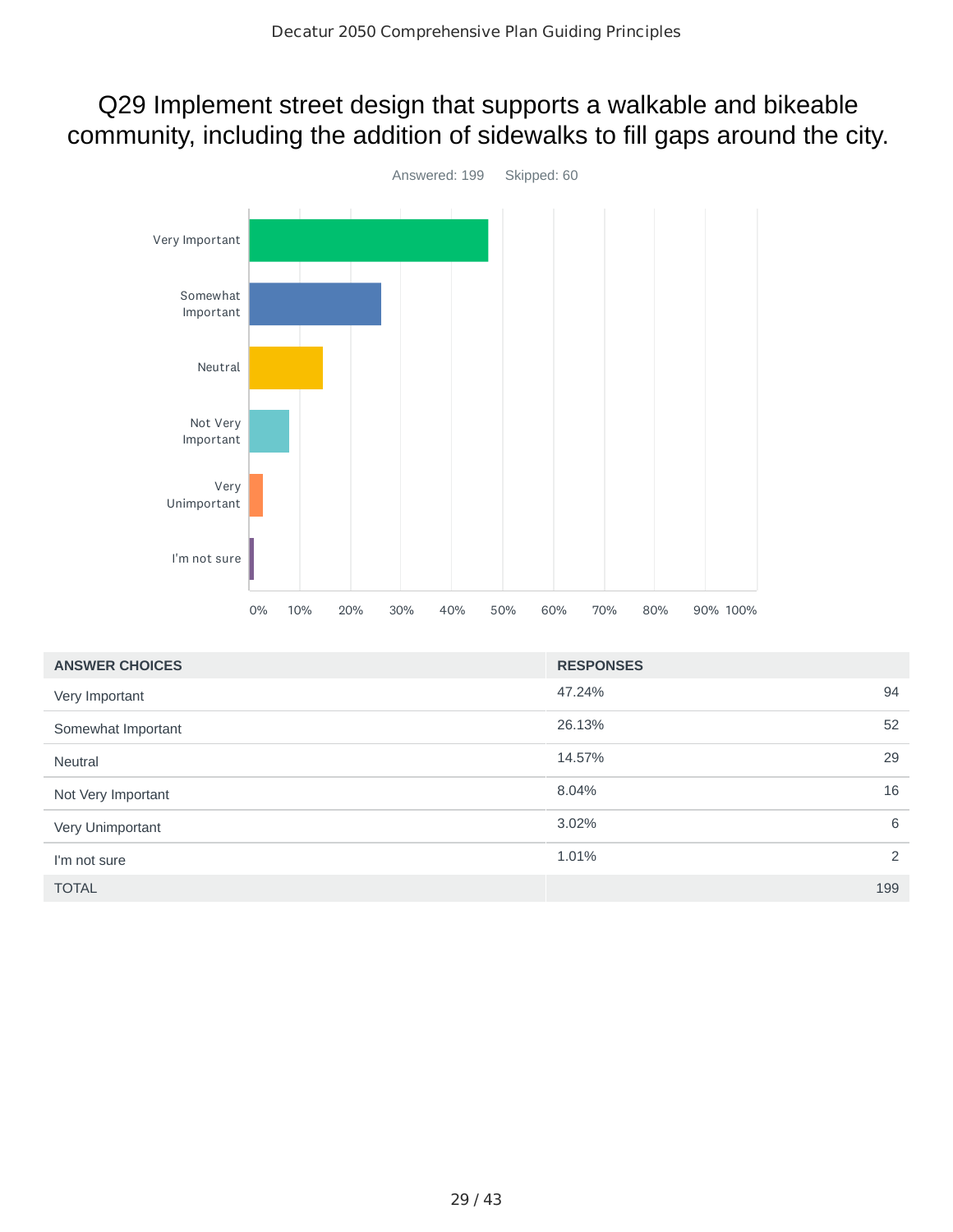# Q29 Implement street design that supports a walkable and bikeable community, including the addition of sidewalks to fill gaps around the city.

Answered: 199  Skipped: 60

| ANSWER CHOICES | RESPONSES | |
|---|---|---|
| Very Important | 47.24% | 94 |
| Somewhat Important | 26.13% | 52 |
| Neutral | 14.57% | 29 |
| Not Very Important | 8.04% | 16 |
| Very Unimportant | 3.02% | 6 |
| I'm not sure | 1.01% | 2 |
| TOTAL | | 199 |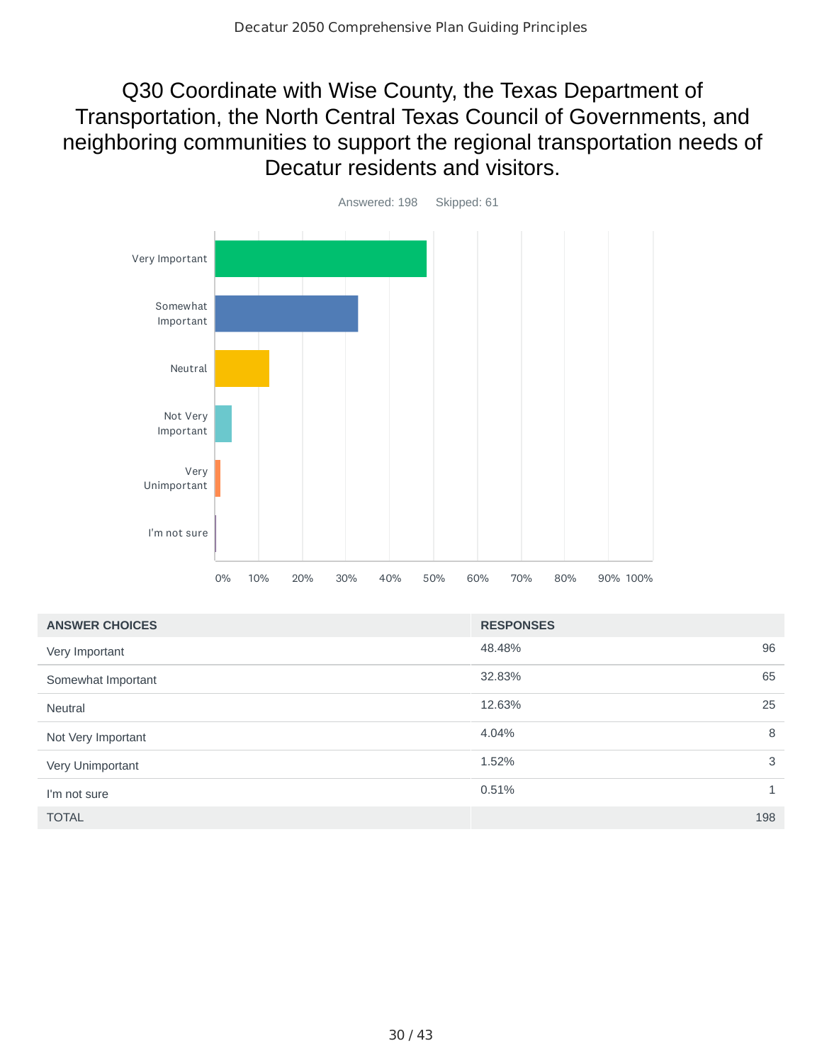# Q30 Coordinate with Wise County, the Texas Department of Transportation, the North Central Texas Council of Governments, and neighboring communities to support the regional transportation needs of Decatur residents and visitors.

Answered: 198 Skipped: 61

| ANSWER CHOICES | RESPONSES | |
|---|---|---|
| Very Important | 48.48% | 96 |
| Somewhat Important | 32.83% | 65 |
| Neutral | 12.63% | 25 |
| Not Very Important | 4.04% | 8 |
| Very Unimportant | 1.52% | 3 |
| I'm not sure | 0.51% | 1 |
| TOTAL | | 198 |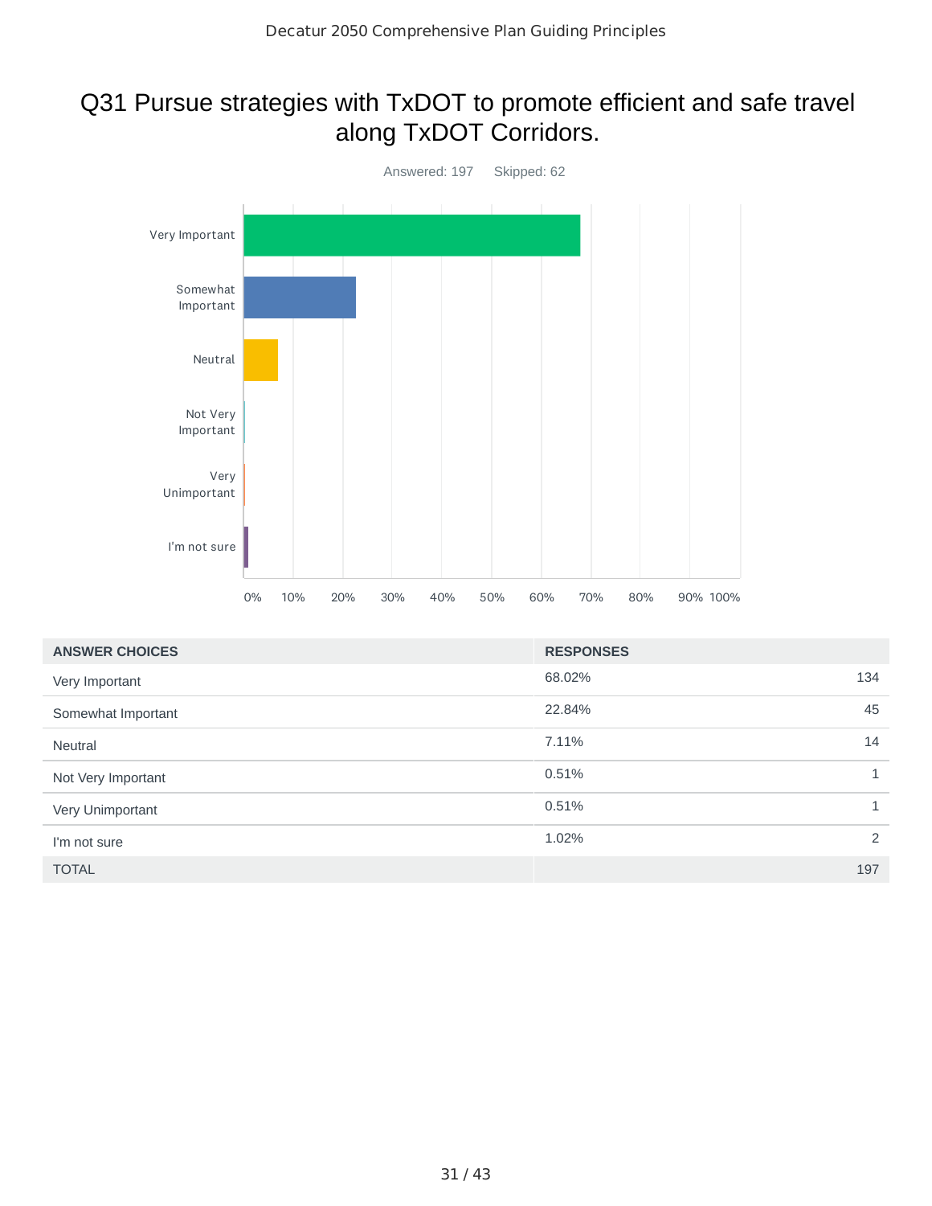# Q31 Pursue strategies with TxDOT to promote efficient and safe travel along TxDOT Corridors.

Answered: 197 Skipped: 62

| ANSWER CHOICES | RESPONSES | |
|---|---|---|
| Very Important | 68.02% | 134 |
| Somewhat Important | 22.84% | 45 |
| Neutral | 7.11% | 14 |
| Not Very Important | 0.51% | 1 |
| Very Unimportant | 0.51% | 1 |
| I'm not sure | 1.02% | 2 |
| TOTAL | | 197 |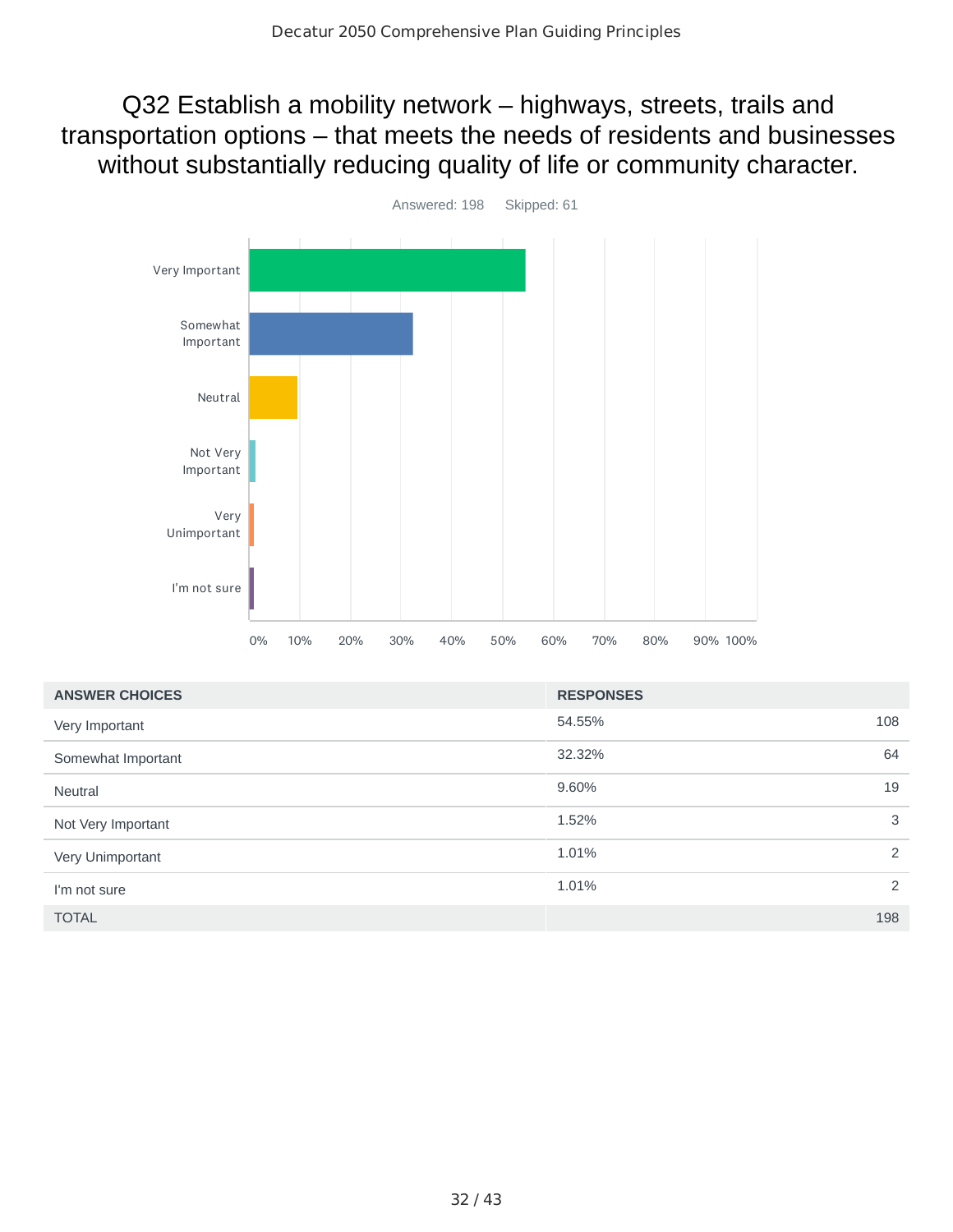# Q32 Establish a mobility network – highways, streets, trails and transportation options – that meets the needs of residents and businesses without substantially reducing quality of life or community character.

Answered: 198 Skipped: 61

| ANSWER CHOICES | RESPONSES | |
|---|---|---|
| Very Important | 54.55% | 108 |
| Somewhat Important | 32.32% | 64 |
| Neutral | 9.60% | 19 |
| Not Very Important | 1.52% | 3 |
| Very Unimportant | 1.01% | 2 |
| I'm not sure | 1.01% | 2 |
| TOTAL | | 198 |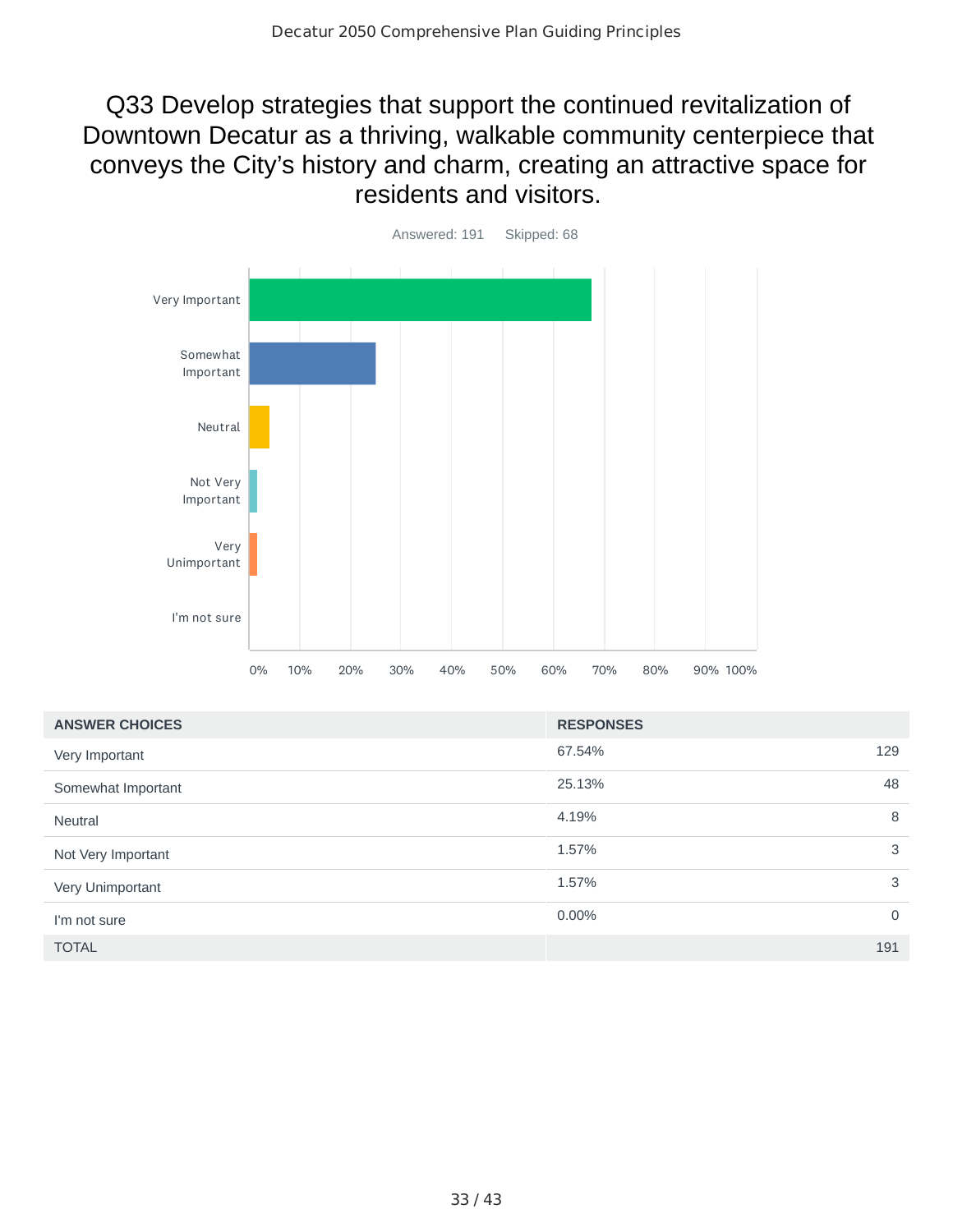# Q33 Develop strategies that support the continued revitalization of Downtown Decatur as a thriving, walkable community centerpiece that conveys the City's history and charm, creating an attractive space for residents and visitors.

Answered: 191 Skipped: 68

| ANSWER CHOICES | RESPONSES | |
|---|---|---|
| Very Important | 67.54% | 129 |
| Somewhat Important | 25.13% | 48 |
| Neutral | 4.19% | 8 |
| Not Very Important | 1.57% | 3 |
| Very Unimportant | 1.57% | 3 |
| I'm not sure | 0.00% | 0 |
| TOTAL | | 191 |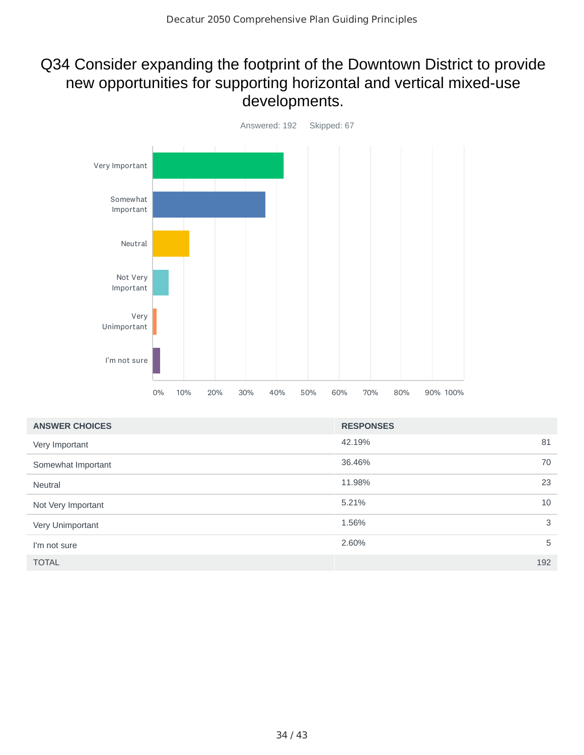## Q34 Consider expanding the footprint of the Downtown District to provide new opportunities for supporting horizontal and vertical mixed-use developments.

Answered: 192 Skipped: 67

| ANSWER CHOICES | RESPONSES | |
|---|---|---|
| Very Important | 42.19% | 81 |
| Somewhat Important | 36.46% | 70 |
| Neutral | 11.98% | 23 |
| Not Very Important | 5.21% | 10 |
| Very Unimportant | 1.56% | 3 |
| I'm not sure | 2.60% | 5 |
| TOTAL | | 192 |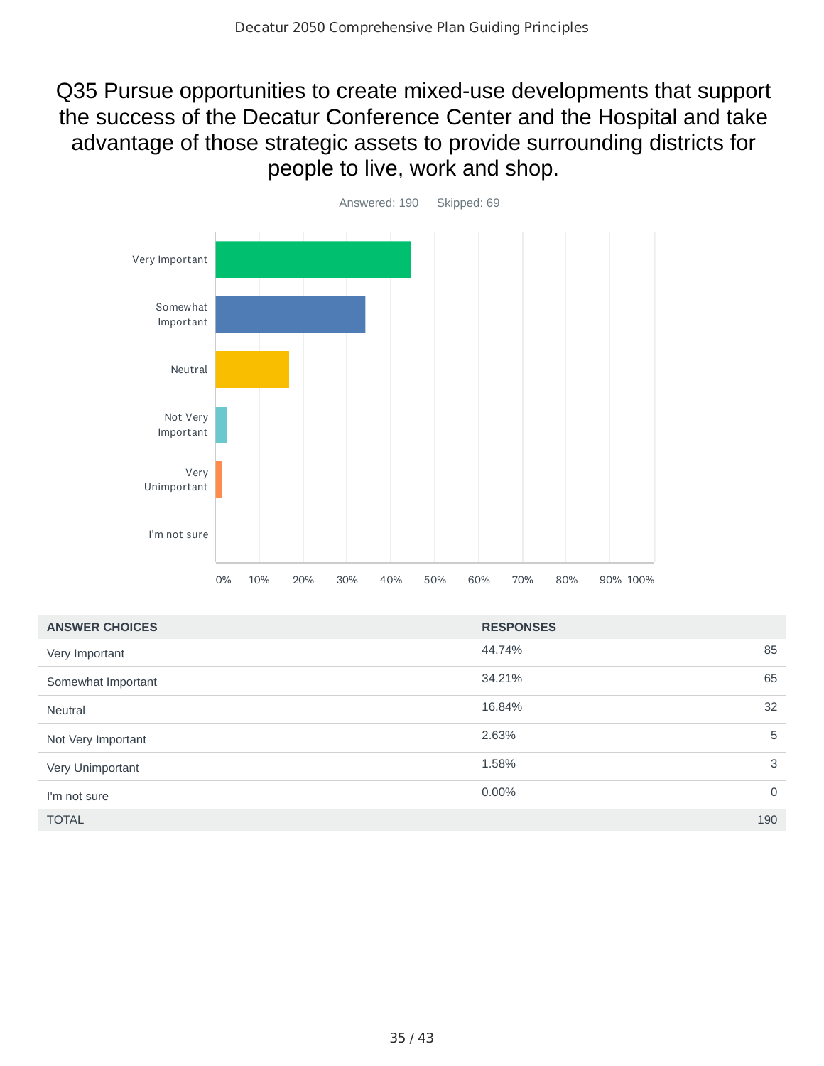# Q35 Pursue opportunities to create mixed-use developments that support the success of the Decatur Conference Center and the Hospital and take advantage of those strategic assets to provide surrounding districts for people to live, work and shop.

Answered: 190 Skipped: 69

| ANSWER CHOICES | RESPONSES | |
|---|---|---|
| Very Important | 44.74% | 85 |
| Somewhat Important | 34.21% | 65 |
| Neutral | 16.84% | 32 |
| Not Very Important | 2.63% | 5 |
| Very Unimportant | 1.58% | 3 |
| I'm not sure | 0.00% | 0 |
| TOTAL | | 190 |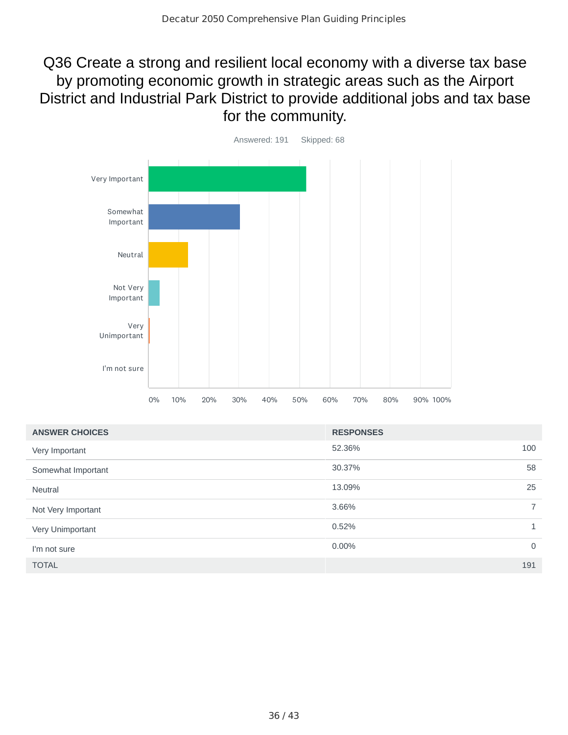# Q36 Create a strong and resilient local economy with a diverse tax base by promoting economic growth in strategic areas such as the Airport District and Industrial Park District to provide additional jobs and tax base for the community.

Answered: 191 Skipped: 68

| ANSWER CHOICES | RESPONSES | |
|---|---|---|
| Very Important | 52.36% | 100 |
| Somewhat Important | 30.37% | 58 |
| Neutral | 13.09% | 25 |
| Not Very Important | 3.66% | 7 |
| Very Unimportant | 0.52% | 1 |
| I'm not sure | 0.00% | 0 |
| TOTAL | | 191 |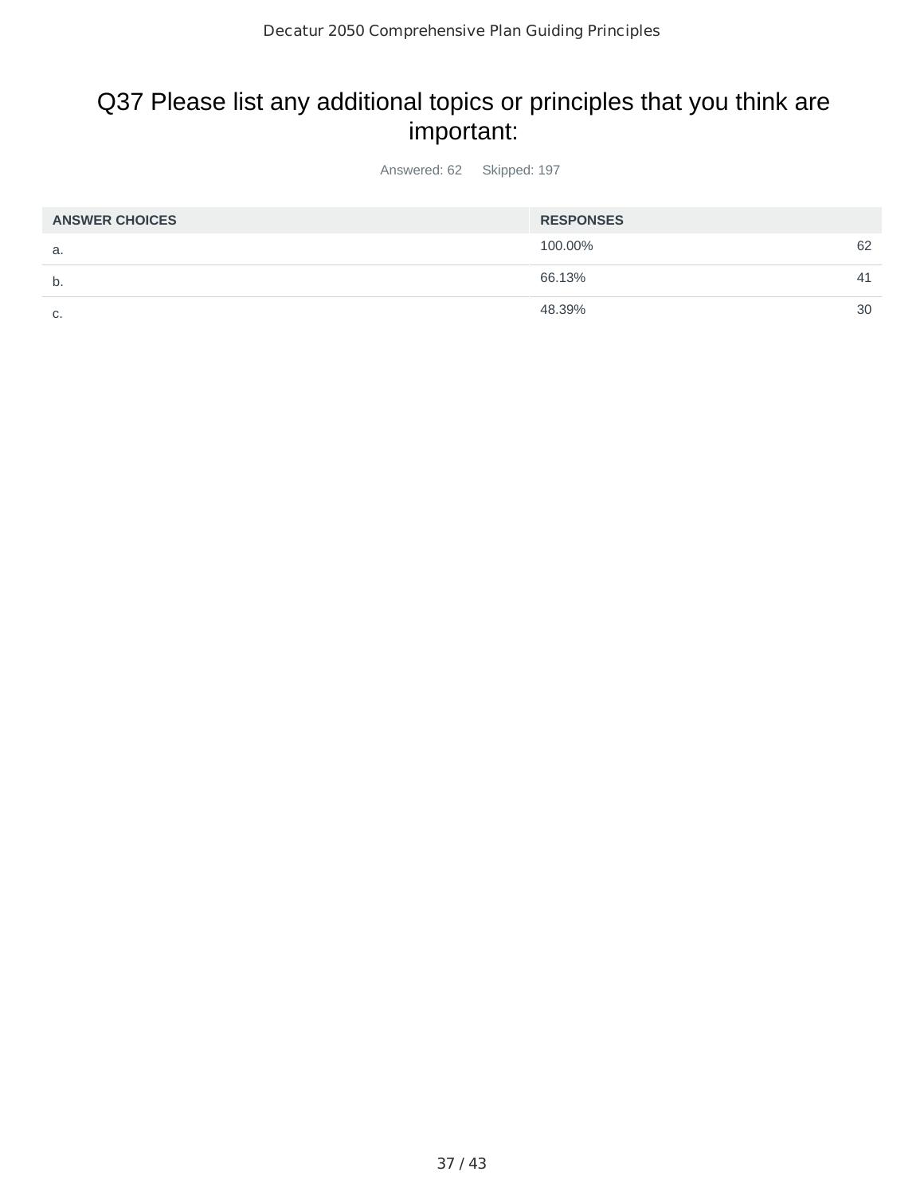# Q37 Please list any additional topics or principles that you think are important:

Answered: 62 Skipped: 197

| ANSWER CHOICES | RESPONSES | |
|---|---|---|
| a. | 100.00% | 62 |
| b. | 66.13% | 41 |
| c. | 48.39% | 30 |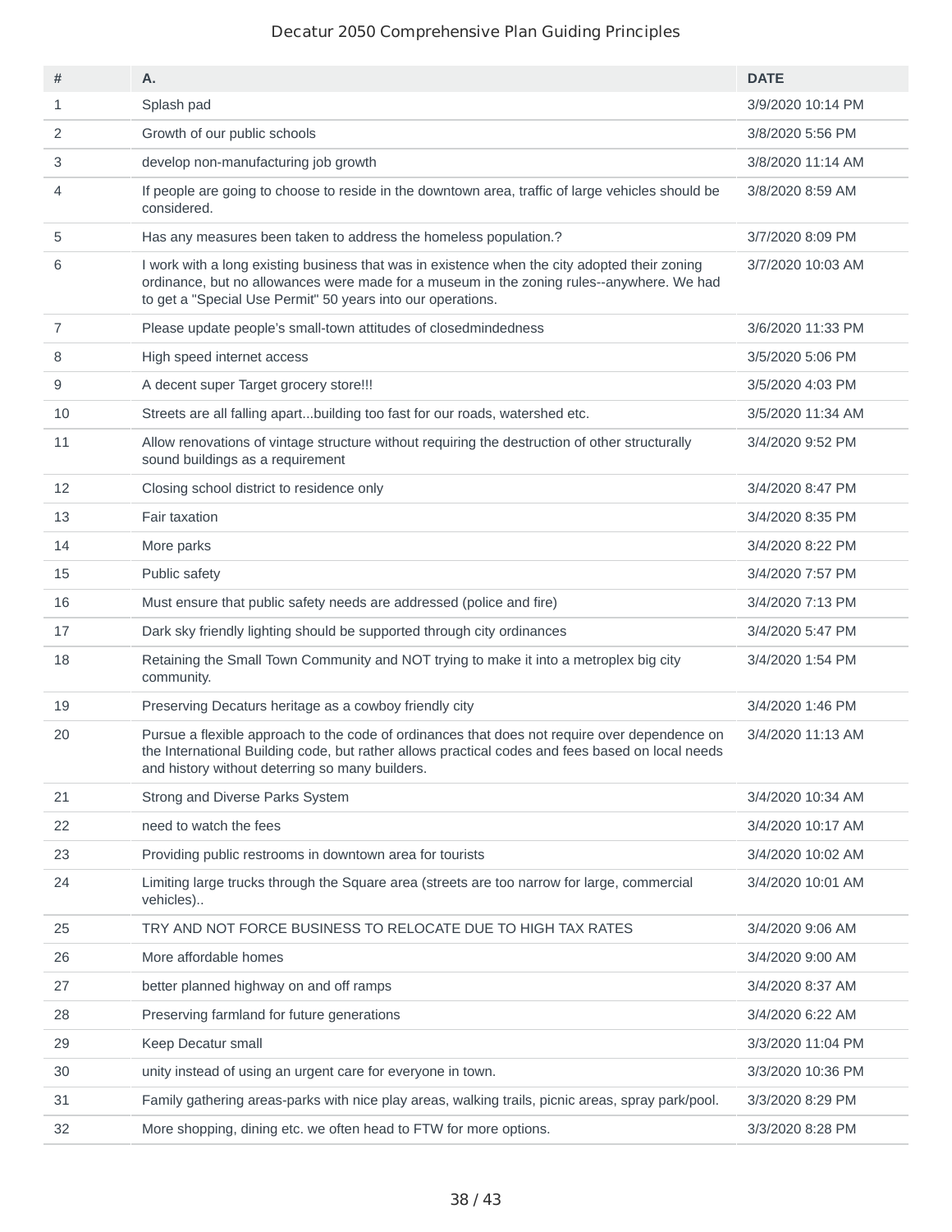Decatur 2050 Comprehensive Plan Guiding Principles

| # | A. | DATE |
| --- | --- | --- |
| 1 | Splash pad | 3/9/2020 10:14 PM |
| 2 | Growth of our public schools | 3/8/2020 5:56 PM |
| 3 | develop non-manufacturing job growth | 3/8/2020 11:14 AM |
| 4 | If people are going to choose to reside in the downtown area, traffic of large vehicles should be considered. | 3/8/2020 8:59 AM |
| 5 | Has any measures been taken to address the homeless population.? | 3/7/2020 8:09 PM |
| 6 | I work with a long existing business that was in existence when the city adopted their zoning ordinance, but no allowances were made for a museum in the zoning rules--anywhere. We had to get a "Special Use Permit" 50 years into our operations. | 3/7/2020 10:03 AM |
| 7 | Please update people's small-town attitudes of closedmindedness | 3/6/2020 11:33 PM |
| 8 | High speed internet access | 3/5/2020 5:06 PM |
| 9 | A decent super Target grocery store!!! | 3/5/2020 4:03 PM |
| 10 | Streets are all falling apart...building too fast for our roads, watershed etc. | 3/5/2020 11:34 AM |
| 11 | Allow renovations of vintage structure without requiring the destruction of other structurally sound buildings as a requirement | 3/4/2020 9:52 PM |
| 12 | Closing school district to residence only | 3/4/2020 8:47 PM |
| 13 | Fair taxation | 3/4/2020 8:35 PM |
| 14 | More parks | 3/4/2020 8:22 PM |
| 15 | Public safety | 3/4/2020 7:57 PM |
| 16 | Must ensure that public safety needs are addressed (police and fire) | 3/4/2020 7:13 PM |
| 17 | Dark sky friendly lighting should be supported through city ordinances | 3/4/2020 5:47 PM |
| 18 | Retaining the Small Town Community and NOT trying to make it into a metroplex big city community. | 3/4/2020 1:54 PM |
| 19 | Preserving Decaturs heritage as a cowboy friendly city | 3/4/2020 1:46 PM |
| 20 | Pursue a flexible approach to the code of ordinances that does not require over dependence on the International Building code, but rather allows practical codes and fees based on local needs and history without deterring so many builders. | 3/4/2020 11:13 AM |
| 21 | Strong and Diverse Parks System | 3/4/2020 10:34 AM |
| 22 | need to watch the fees | 3/4/2020 10:17 AM |
| 23 | Providing public restrooms in downtown area for tourists | 3/4/2020 10:02 AM |
| 24 | Limiting large trucks through the Square area (streets are too narrow for large, commercial vehicles).. | 3/4/2020 10:01 AM |
| 25 | TRY AND NOT FORCE BUSINESS TO RELOCATE DUE TO HIGH TAX RATES | 3/4/2020 9:06 AM |
| 26 | More affordable homes | 3/4/2020 9:00 AM |
| 27 | better planned highway on and off ramps | 3/4/2020 8:37 AM |
| 28 | Preserving farmland for future generations | 3/4/2020 6:22 AM |
| 29 | Keep Decatur small | 3/3/2020 11:04 PM |
| 30 | unity instead of using an urgent care for everyone in town. | 3/3/2020 10:36 PM |
| 31 | Family gathering areas-parks with nice play areas, walking trails, picnic areas, spray park/pool. | 3/3/2020 8:29 PM |
| 32 | More shopping, dining etc. we often head to FTW for more options. | 3/3/2020 8:28 PM |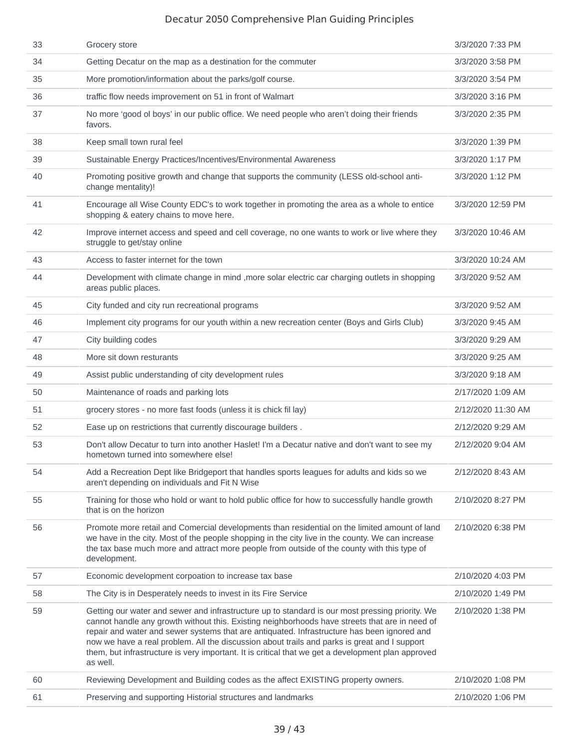| | | |
|---|---|---|
| 33 | Grocery store | 3/3/2020 7:33 PM |
| 34 | Getting Decatur on the map as a destination for the commuter | 3/3/2020 3:58 PM |
| 35 | More promotion/information about the parks/golf course. | 3/3/2020 3:54 PM |
| 36 | traffic flow needs improvement on 51 in front of Walmart | 3/3/2020 3:16 PM |
| 37 | No more 'good ol boys' in our public office. We need people who aren't doing their friends favors. | 3/3/2020 2:35 PM |
| 38 | Keep small town rural feel | 3/3/2020 1:39 PM |
| 39 | Sustainable Energy Practices/Incentives/Environmental Awareness | 3/3/2020 1:17 PM |
| 40 | Promoting positive growth and change that supports the community (LESS old-school anti-change mentality)! | 3/3/2020 1:12 PM |
| 41 | Encourage all Wise County EDC's to work together in promoting the area as a whole to entice shopping & eatery chains to move here. | 3/3/2020 12:59 PM |
| 42 | Improve internet access and speed and cell coverage, no one wants to work or live where they struggle to get/stay online | 3/3/2020 10:46 AM |
| 43 | Access to faster internet for the town | 3/3/2020 10:24 AM |
| 44 | Development with climate change in mind ,more solar electric car charging outlets in shopping areas public places. | 3/3/2020 9:52 AM |
| 45 | City funded and city run recreational programs | 3/3/2020 9:52 AM |
| 46 | Implement city programs for our youth within a new recreation center (Boys and Girls Club) | 3/3/2020 9:45 AM |
| 47 | City building codes | 3/3/2020 9:29 AM |
| 48 | More sit down resturants | 3/3/2020 9:25 AM |
| 49 | Assist public understanding of city development rules | 3/3/2020 9:18 AM |
| 50 | Maintenance of roads and parking lots | 2/17/2020 1:09 AM |
| 51 | grocery stores - no more fast foods (unless it is chick fil lay) | 2/12/2020 11:30 AM |
| 52 | Ease up on restrictions that currently discourage builders . | 2/12/2020 9:29 AM |
| 53 | Don't allow Decatur to turn into another Haslet! I'm a Decatur native and don't want to see my hometown turned into somewhere else! | 2/12/2020 9:04 AM |
| 54 | Add a Recreation Dept like Bridgeport that handles sports leagues for adults and kids so we aren't depending on individuals and Fit N Wise | 2/12/2020 8:43 AM |
| 55 | Training for those who hold or want to hold public office for how to successfully handle growth that is on the horizon | 2/10/2020 8:27 PM |
| 56 | Promote more retail and Comercial developments than residential on the limited amount of land we have in the city. Most of the people shopping in the city live in the county. We can increase the tax base much more and attract more people from outside of the county with this type of development. | 2/10/2020 6:38 PM |
| 57 | Economic development corpoation to increase tax base | 2/10/2020 4:03 PM |
| 58 | The City is in Desperately needs to invest in its Fire Service | 2/10/2020 1:49 PM |
| 59 | Getting our water and sewer and infrastructure up to standard is our most pressing priority. We cannot handle any growth without this. Existing neighborhoods have streets that are in need of repair and water and sewer systems that are antiquated. Infrastructure has been ignored and now we have a real problem. All the discussion about trails and parks is great and I support them, but infrastructure is very important. It is critical that we get a development plan approved as well. | 2/10/2020 1:38 PM |
| 60 | Reviewing Development and Building codes as the affect EXISTING property owners. | 2/10/2020 1:08 PM |
| 61 | Preserving and supporting Historial structures and landmarks | 2/10/2020 1:06 PM |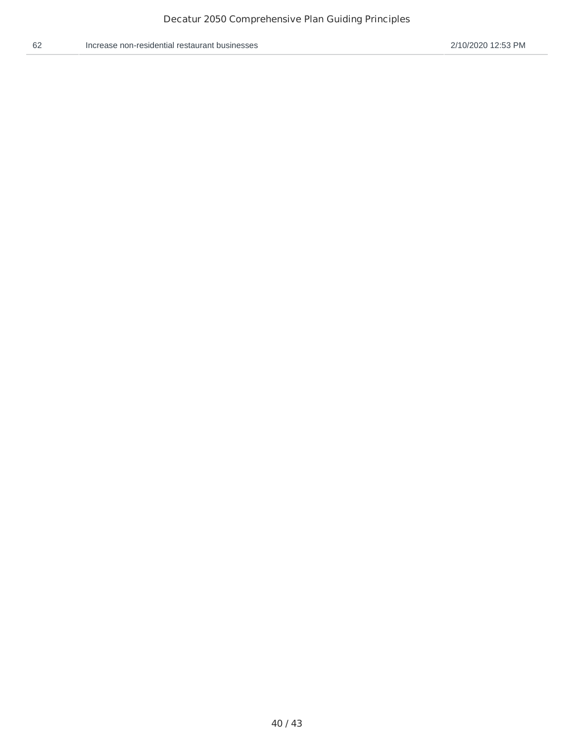| | | |
|---|---|---|
| 62 | Increase non-residential restaurant businesses | 2/10/2020 12:53 PM |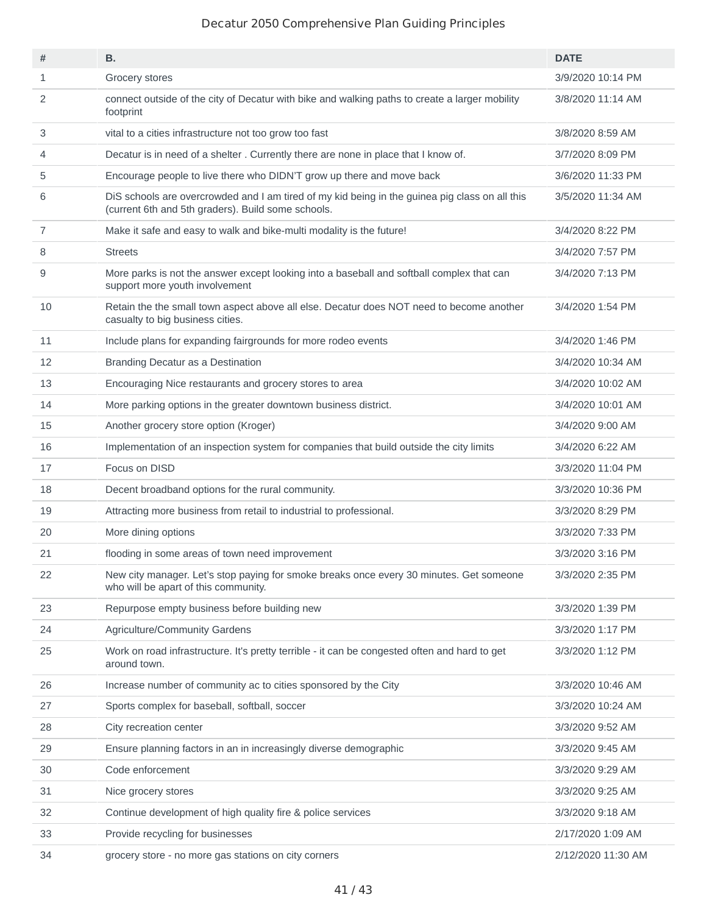Decatur 2050 Comprehensive Plan Guiding Principles

| # | B. | DATE |
|---|---|---|
| 1 | Grocery stores | 3/9/2020 10:14 PM |
| 2 | connect outside of the city of Decatur with bike and walking paths to create a larger mobility footprint | 3/8/2020 11:14 AM |
| 3 | vital to a cities infrastructure not too grow too fast | 3/8/2020 8:59 AM |
| 4 | Decatur is in need of a shelter . Currently there are none in place that I know of. | 3/7/2020 8:09 PM |
| 5 | Encourage people to live there who DIDN'T grow up there and move back | 3/6/2020 11:33 PM |
| 6 | DiS schools are overcrowded and I am tired of my kid being in the guinea pig class on all this (current 6th and 5th graders). Build some schools. | 3/5/2020 11:34 AM |
| 7 | Make it safe and easy to walk and bike-multi modality is the future! | 3/4/2020 8:22 PM |
| 8 | Streets | 3/4/2020 7:57 PM |
| 9 | More parks is not the answer except looking into a baseball and softball complex that can support more youth involvement | 3/4/2020 7:13 PM |
| 10 | Retain the the small town aspect above all else. Decatur does NOT need to become another casualty to big business cities. | 3/4/2020 1:54 PM |
| 11 | Include plans for expanding fairgrounds for more rodeo events | 3/4/2020 1:46 PM |
| 12 | Branding Decatur as a Destination | 3/4/2020 10:34 AM |
| 13 | Encouraging Nice restaurants and grocery stores to area | 3/4/2020 10:02 AM |
| 14 | More parking options in the greater downtown business district. | 3/4/2020 10:01 AM |
| 15 | Another grocery store option (Kroger) | 3/4/2020 9:00 AM |
| 16 | Implementation of an inspection system for companies that build outside the city limits | 3/4/2020 6:22 AM |
| 17 | Focus on DISD | 3/3/2020 11:04 PM |
| 18 | Decent broadband options for the rural community. | 3/3/2020 10:36 PM |
| 19 | Attracting more business from retail to industrial to professional. | 3/3/2020 8:29 PM |
| 20 | More dining options | 3/3/2020 7:33 PM |
| 21 | flooding in some areas of town need improvement | 3/3/2020 3:16 PM |
| 22 | New city manager. Let's stop paying for smoke breaks once every 30 minutes. Get someone who will be apart of this community. | 3/3/2020 2:35 PM |
| 23 | Repurpose empty business before building new | 3/3/2020 1:39 PM |
| 24 | Agriculture/Community Gardens | 3/3/2020 1:17 PM |
| 25 | Work on road infrastructure. It's pretty terrible - it can be congested often and hard to get around town. | 3/3/2020 1:12 PM |
| 26 | Increase number of community ac to cities sponsored by the City | 3/3/2020 10:46 AM |
| 27 | Sports complex for baseball, softball, soccer | 3/3/2020 10:24 AM |
| 28 | City recreation center | 3/3/2020 9:52 AM |
| 29 | Ensure planning factors in an in increasingly diverse demographic | 3/3/2020 9:45 AM |
| 30 | Code enforcement | 3/3/2020 9:29 AM |
| 31 | Nice grocery stores | 3/3/2020 9:25 AM |
| 32 | Continue development of high quality fire & police services | 3/3/2020 9:18 AM |
| 33 | Provide recycling for businesses | 2/17/2020 1:09 AM |
| 34 | grocery store - no more gas stations on city corners | 2/12/2020 11:30 AM |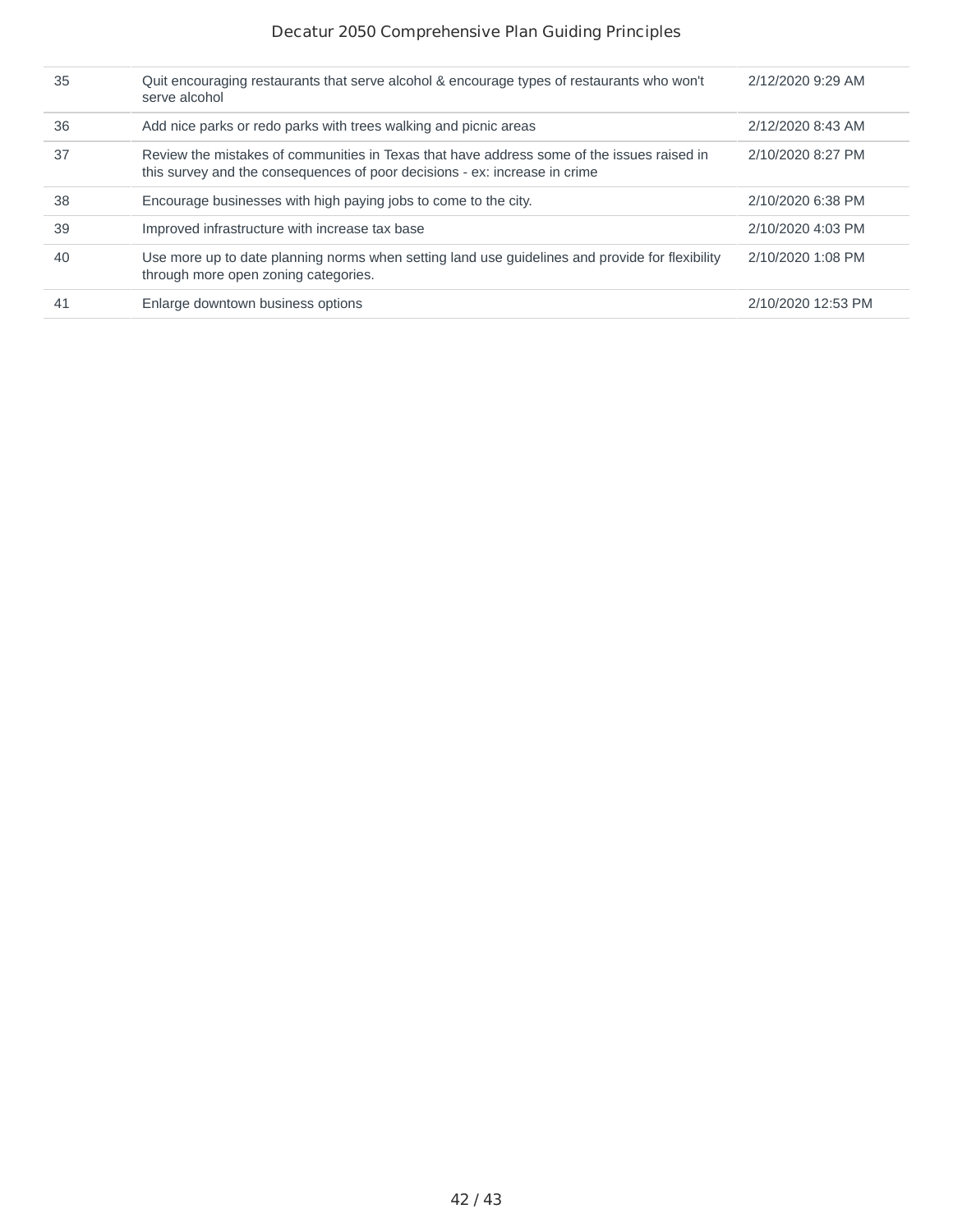| | | |
|---|---|---|
| 35 | Quit encouraging restaurants that serve alcohol & encourage types of restaurants who won't serve alcohol | 2/12/2020 9:29 AM |
| 36 | Add nice parks or redo parks with trees walking and picnic areas | 2/12/2020 8:43 AM |
| 37 | Review the mistakes of communities in Texas that have address some of the issues raised in this survey and the consequences of poor decisions - ex: increase in crime | 2/10/2020 8:27 PM |
| 38 | Encourage businesses with high paying jobs to come to the city. | 2/10/2020 6:38 PM |
| 39 | Improved infrastructure with increase tax base | 2/10/2020 4:03 PM |
| 40 | Use more up to date planning norms when setting land use guidelines and provide for flexibility through more open zoning categories. | 2/10/2020 1:08 PM |
| 41 | Enlarge downtown business options | 2/10/2020 12:53 PM |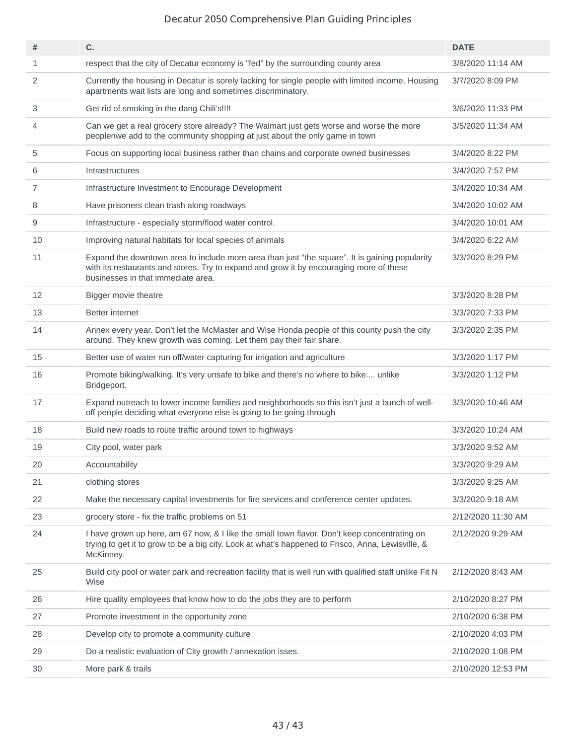| # | C. | DATE |
|---|---|---|
| 1 | respect that the city of Decatur economy is "fed" by the surrounding county area | 3/8/2020 11:14 AM |
| 2 | Currently the housing in Decatur is sorely lacking for single people with limited income. Housing apartments wait lists are long and sometimes discriminatory. | 3/7/2020 8:09 PM |
| 3 | Get rid of smoking in the dang Chili's!!!! | 3/6/2020 11:33 PM |
| 4 | Can we get a real grocery store already? The Walmart just gets worse and worse the more peoplenwe add to the community shopping at just about the only game in town | 3/5/2020 11:34 AM |
| 5 | Focus on supporting local business rather than chains and corporate owned businesses | 3/4/2020 8:22 PM |
| 6 | Intrastructures | 3/4/2020 7:57 PM |
| 7 | Infrastructure Investment to Encourage Development | 3/4/2020 10:34 AM |
| 8 | Have prisoners clean trash along roadways | 3/4/2020 10:02 AM |
| 9 | Infrastructure - especially storm/flood water control. | 3/4/2020 10:01 AM |
| 10 | Improving natural habitats for local species of animals | 3/4/2020 6:22 AM |
| 11 | Expand the downtown area to include more area than just "the square". It is gaining popularity with its restaurants and stores. Try to expand and grow it by encouraging more of these businesses in that immediate area. | 3/3/2020 8:29 PM |
| 12 | Bigger movie theatre | 3/3/2020 8:28 PM |
| 13 | Better internet | 3/3/2020 7:33 PM |
| 14 | Annex every year. Don't let the McMaster and Wise Honda people of this county push the city around. They knew growth was coming. Let them pay their fair share. | 3/3/2020 2:35 PM |
| 15 | Better use of water run off/water capturing for irrigation and agriculture | 3/3/2020 1:17 PM |
| 16 | Promote biking/walking. It's very unsafe to bike and there's no where to bike.... unlike Bridgeport. | 3/3/2020 1:12 PM |
| 17 | Expand outreach to lower income families and neighborhoods so this isn't just a bunch of well-off people deciding what everyone else is going to be going through | 3/3/2020 10:46 AM |
| 18 | Build new roads to route traffic around town to highways | 3/3/2020 10:24 AM |
| 19 | City pool, water park | 3/3/2020 9:52 AM |
| 20 | Accountability | 3/3/2020 9:29 AM |
| 21 | clothing stores | 3/3/2020 9:25 AM |
| 22 | Make the necessary capital investments for fire services and conference center updates. | 3/3/2020 9:18 AM |
| 23 | grocery store - fix the traffic problems on 51 | 2/12/2020 11:30 AM |
| 24 | I have grown up here, am 67 now, & I like the small town flavor. Don't keep concentrating on trying to get it to grow to be a big city. Look at what's happened to Frisco, Anna, Lewisville, & McKinney. | 2/12/2020 9:29 AM |
| 25 | Build city pool or water park and recreation facility that is well run with qualified staff unlike Fit N Wise | 2/12/2020 8:43 AM |
| 26 | Hire quality employees that know how to do the jobs they are to perform | 2/10/2020 8:27 PM |
| 27 | Promote investment in the opportunity zone | 2/10/2020 6:38 PM |
| 28 | Develop city to promote a community culture | 2/10/2020 4:03 PM |
| 29 | Do a realistic evaluation of City growth / annexation isses. | 2/10/2020 1:08 PM |
| 30 | More park & trails | 2/10/2020 12:53 PM |